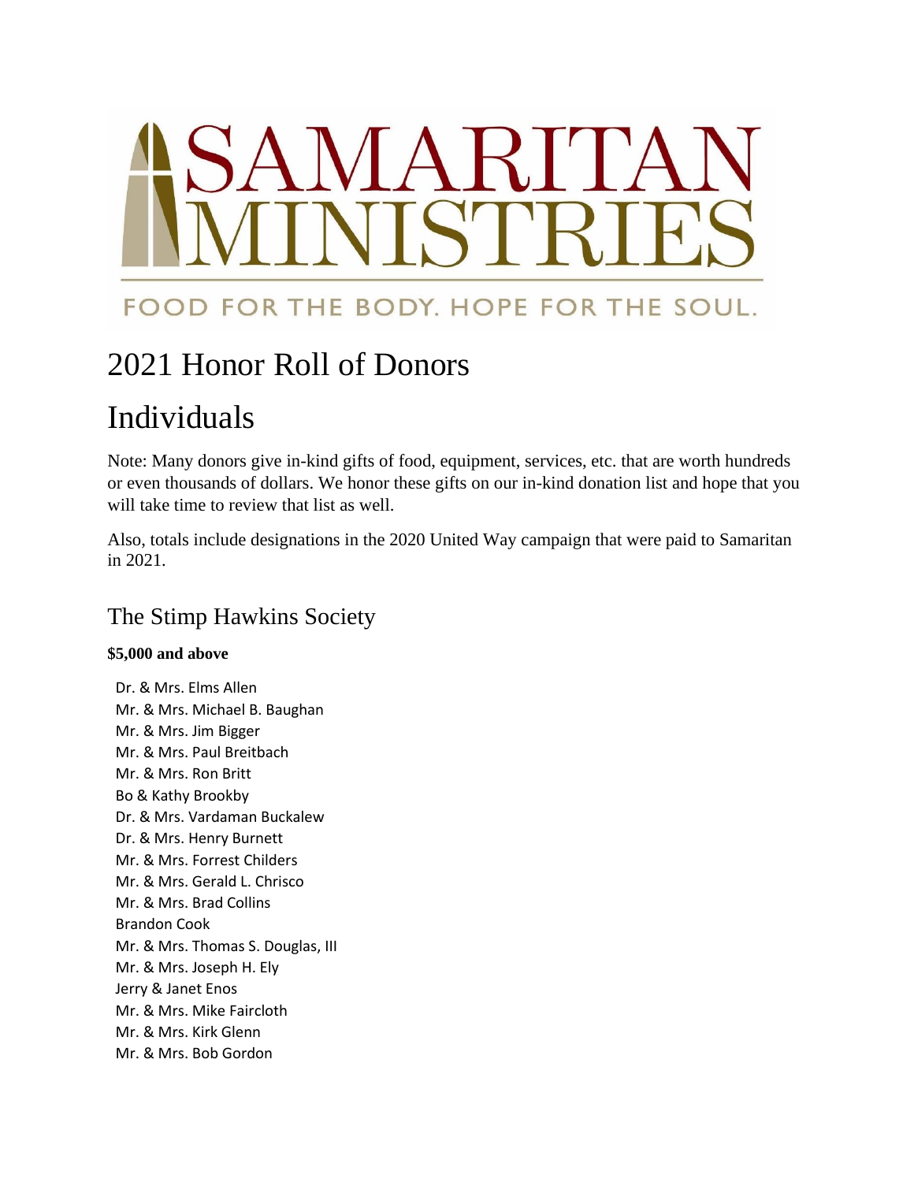SAMARITAN MINISTRIES

FOOD FOR THE BODY. HOPE FOR THE SOUL.

# 2021 Honor Roll of Donors

# Individuals

Note: Many donors give in-kind gifts of food, equipment, services, etc. that are worth hundreds or even thousands of dollars. We honor these gifts on our in-kind donation list and hope that you will take time to review that list as well.

Also, totals include designations in the 2020 United Way campaign that were paid to Samaritan in 2021.

## The Stimp Hawkins Society

**$5,000 and above**

Dr. & Mrs. Elms Allen
Mr. & Mrs. Michael B. Baughan
Mr. & Mrs. Jim Bigger
Mr. & Mrs. Paul Breitbach
Mr. & Mrs. Ron Britt
Bo & Kathy Brookby
Dr. & Mrs. Vardaman Buckalew
Dr. & Mrs. Henry Burnett
Mr. & Mrs. Forrest Childers
Mr. & Mrs. Gerald L. Chrisco
Mr. & Mrs. Brad Collins
Brandon Cook
Mr. & Mrs. Thomas S. Douglas, III
Mr. & Mrs. Joseph H. Ely
Jerry & Janet Enos
Mr. & Mrs. Mike Faircloth
Mr. & Mrs. Kirk Glenn
Mr. & Mrs. Bob Gordon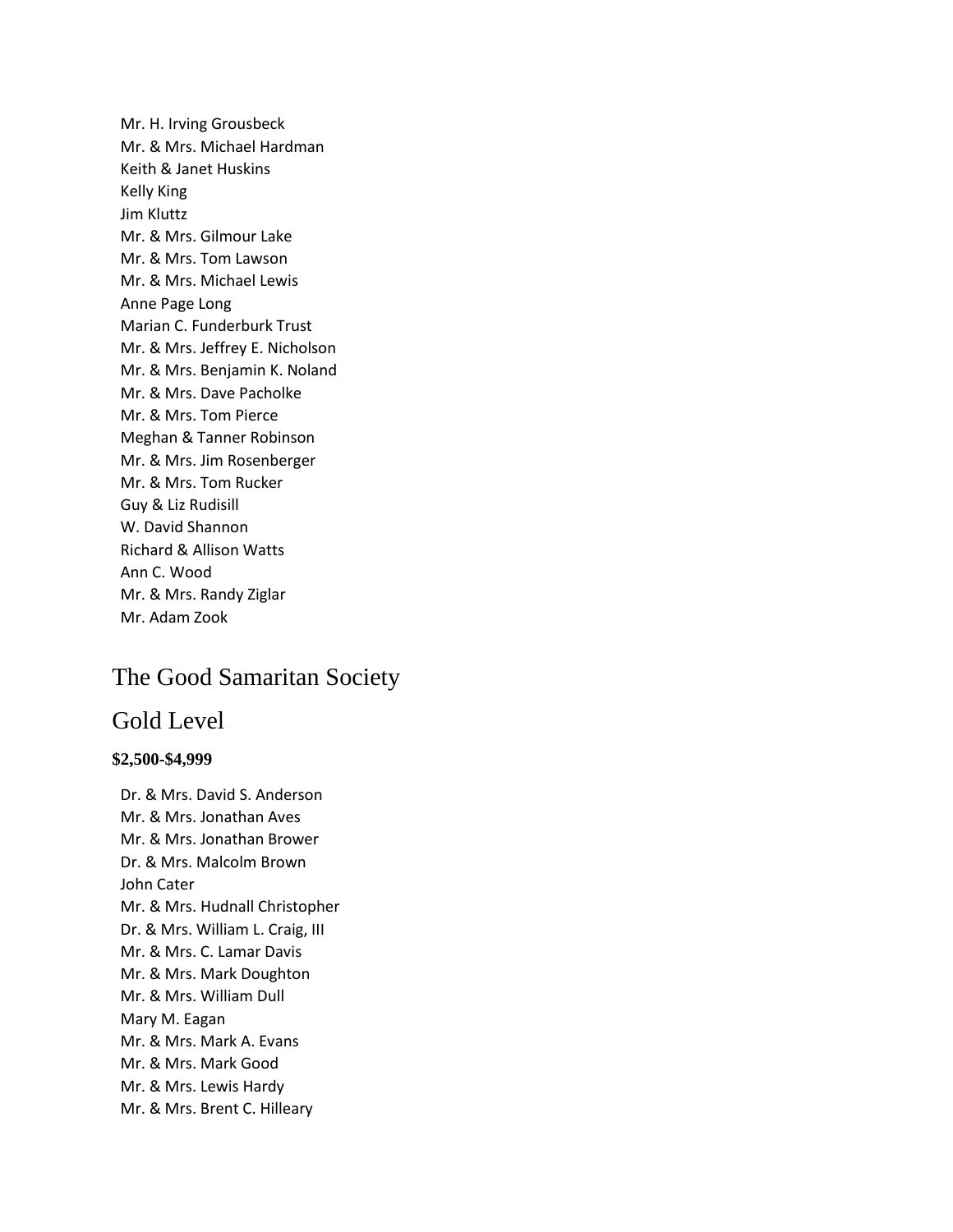Mr. H. Irving Grousbeck
Mr. & Mrs. Michael Hardman
Keith & Janet Huskins
Kelly King
Jim Kluttz
Mr. & Mrs. Gilmour Lake
Mr. & Mrs. Tom Lawson
Mr. & Mrs. Michael Lewis
Anne Page Long
Marian C. Funderburk Trust
Mr. & Mrs. Jeffrey E. Nicholson
Mr. & Mrs. Benjamin K. Noland
Mr. & Mrs. Dave Pacholke
Mr. & Mrs. Tom Pierce
Meghan & Tanner Robinson
Mr. & Mrs. Jim Rosenberger
Mr. & Mrs. Tom Rucker
Guy & Liz Rudisill
W. David Shannon
Richard & Allison Watts
Ann C. Wood
Mr. & Mrs. Randy Ziglar
Mr. Adam Zook

## The Good Samaritan Society

## Gold Level

**$2,500-$4,999**

Dr. & Mrs. David S. Anderson
Mr. & Mrs. Jonathan Aves
Mr. & Mrs. Jonathan Brower
Dr. & Mrs. Malcolm Brown
John Cater
Mr. & Mrs. Hudnall Christopher
Dr. & Mrs. William L. Craig, III
Mr. & Mrs. C. Lamar Davis
Mr. & Mrs. Mark Doughton
Mr. & Mrs. William Dull
Mary M. Eagan
Mr. & Mrs. Mark A. Evans
Mr. & Mrs. Mark Good
Mr. & Mrs. Lewis Hardy
Mr. & Mrs. Brent C. Hilleary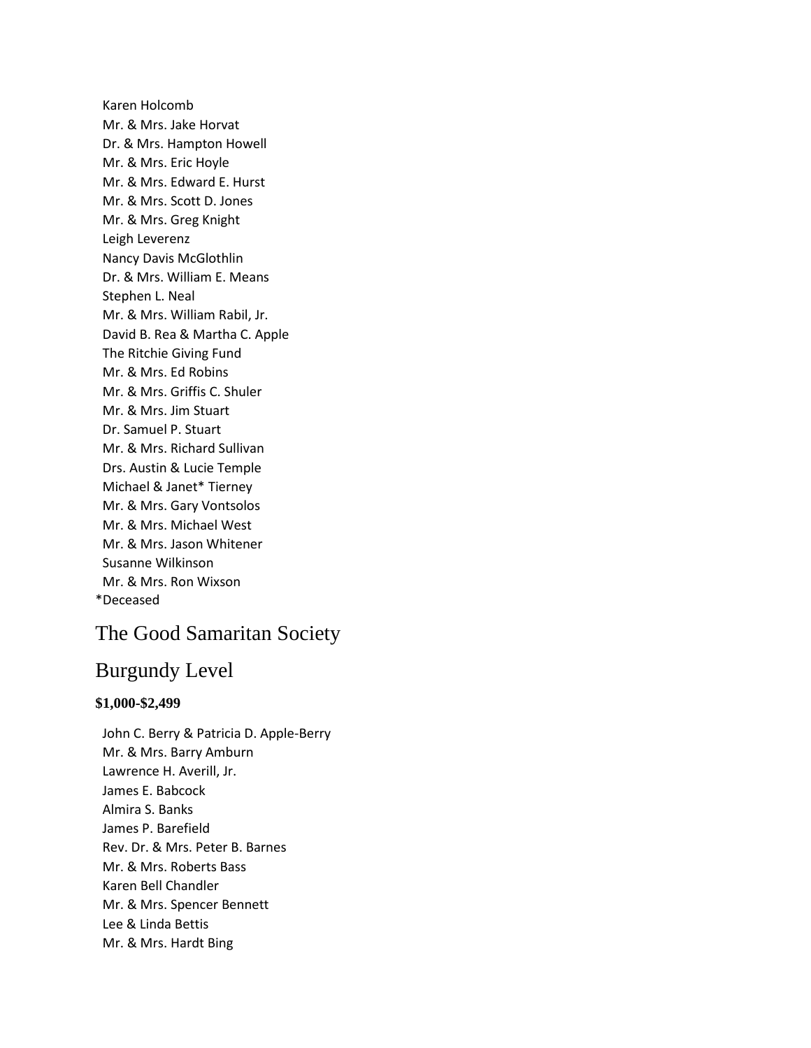Karen Holcomb
Mr. & Mrs. Jake Horvat
Dr. & Mrs. Hampton Howell
Mr. & Mrs. Eric Hoyle
Mr. & Mrs. Edward E. Hurst
Mr. & Mrs. Scott D. Jones
Mr. & Mrs. Greg Knight
Leigh Leverenz
Nancy Davis McGlothlin
Dr. & Mrs. William E. Means
Stephen L. Neal
Mr. & Mrs. William Rabil, Jr.
David B. Rea & Martha C. Apple
The Ritchie Giving Fund
Mr. & Mrs. Ed Robins
Mr. & Mrs. Griffis C. Shuler
Mr. & Mrs. Jim Stuart
Dr. Samuel P. Stuart
Mr. & Mrs. Richard Sullivan
Drs. Austin & Lucie Temple
Michael & Janet* Tierney
Mr. & Mrs. Gary Vontsolos
Mr. & Mrs. Michael West
Mr. & Mrs. Jason Whitener
Susanne Wilkinson
Mr. & Mrs. Ron Wixson
*Deceased

# The Good Samaritan Society

## Burgundy Level

**$1,000-$2,499**

John C. Berry & Patricia D. Apple-Berry
Mr. & Mrs. Barry Amburn
Lawrence H. Averill, Jr.
James E. Babcock
Almira S. Banks
James P. Barefield
Rev. Dr. & Mrs. Peter B. Barnes
Mr. & Mrs. Roberts Bass
Karen Bell Chandler
Mr. & Mrs. Spencer Bennett
Lee & Linda Bettis
Mr. & Mrs. Hardt Bing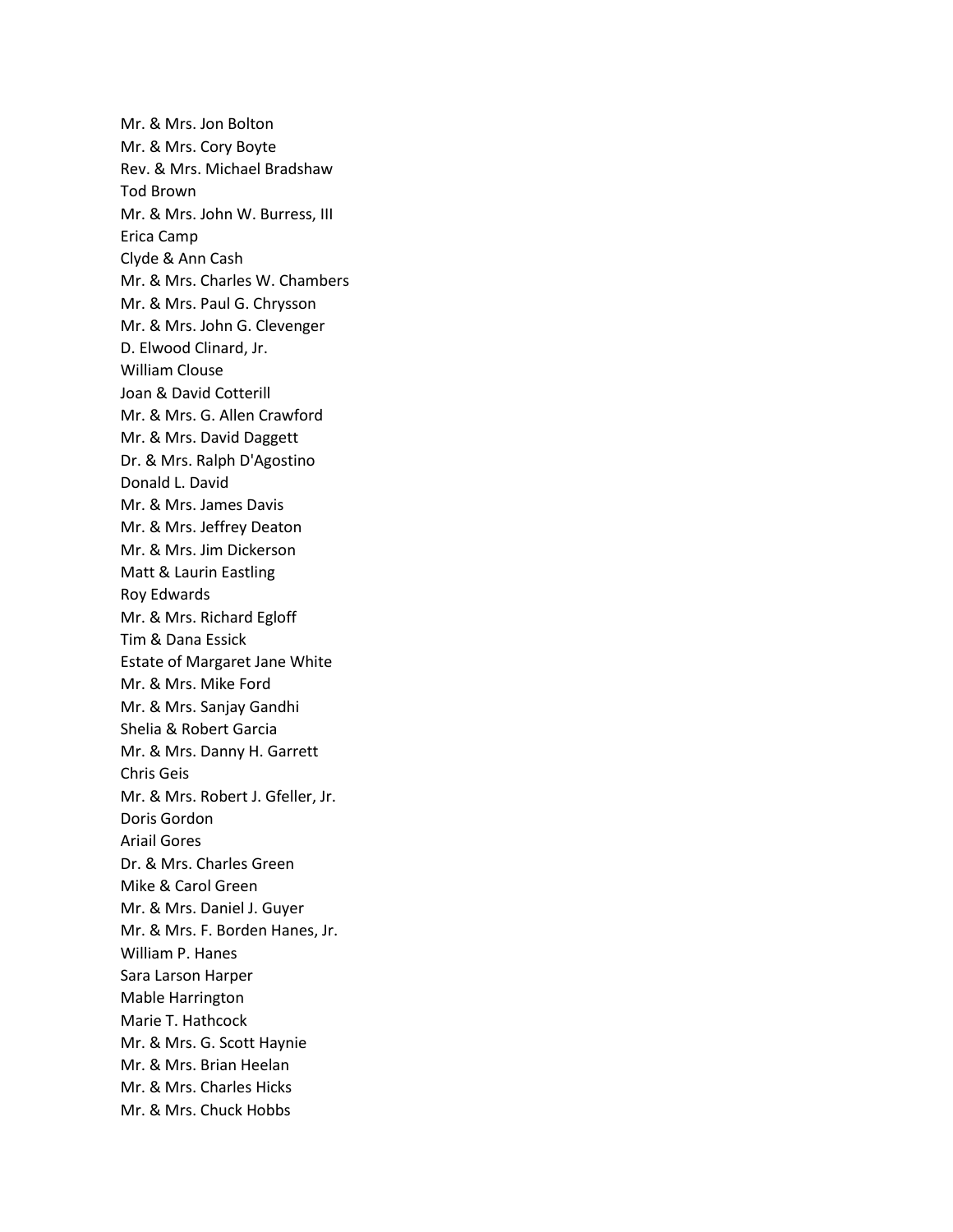Mr. & Mrs. Jon Bolton
Mr. & Mrs. Cory Boyte
Rev. & Mrs. Michael Bradshaw
Tod Brown
Mr. & Mrs. John W. Burress, III
Erica Camp
Clyde & Ann Cash
Mr. & Mrs. Charles W. Chambers
Mr. & Mrs. Paul G. Chrysson
Mr. & Mrs. John G. Clevenger
D. Elwood Clinard, Jr.
William Clouse
Joan & David Cotterill
Mr. & Mrs. G. Allen Crawford
Mr. & Mrs. David Daggett
Dr. & Mrs. Ralph D'Agostino
Donald L. David
Mr. & Mrs. James Davis
Mr. & Mrs. Jeffrey Deaton
Mr. & Mrs. Jim Dickerson
Matt & Laurin Eastling
Roy Edwards
Mr. & Mrs. Richard Egloff
Tim & Dana Essick
Estate of Margaret Jane White
Mr. & Mrs. Mike Ford
Mr. & Mrs. Sanjay Gandhi
Shelia & Robert Garcia
Mr. & Mrs. Danny H. Garrett
Chris Geis
Mr. & Mrs. Robert J. Gfeller, Jr.
Doris Gordon
Ariail Gores
Dr. & Mrs. Charles Green
Mike & Carol Green
Mr. & Mrs. Daniel J. Guyer
Mr. & Mrs. F. Borden Hanes, Jr.
William P. Hanes
Sara Larson Harper
Mable Harrington
Marie T. Hathcock
Mr. & Mrs. G. Scott Haynie
Mr. & Mrs. Brian Heelan
Mr. & Mrs. Charles Hicks
Mr. & Mrs. Chuck Hobbs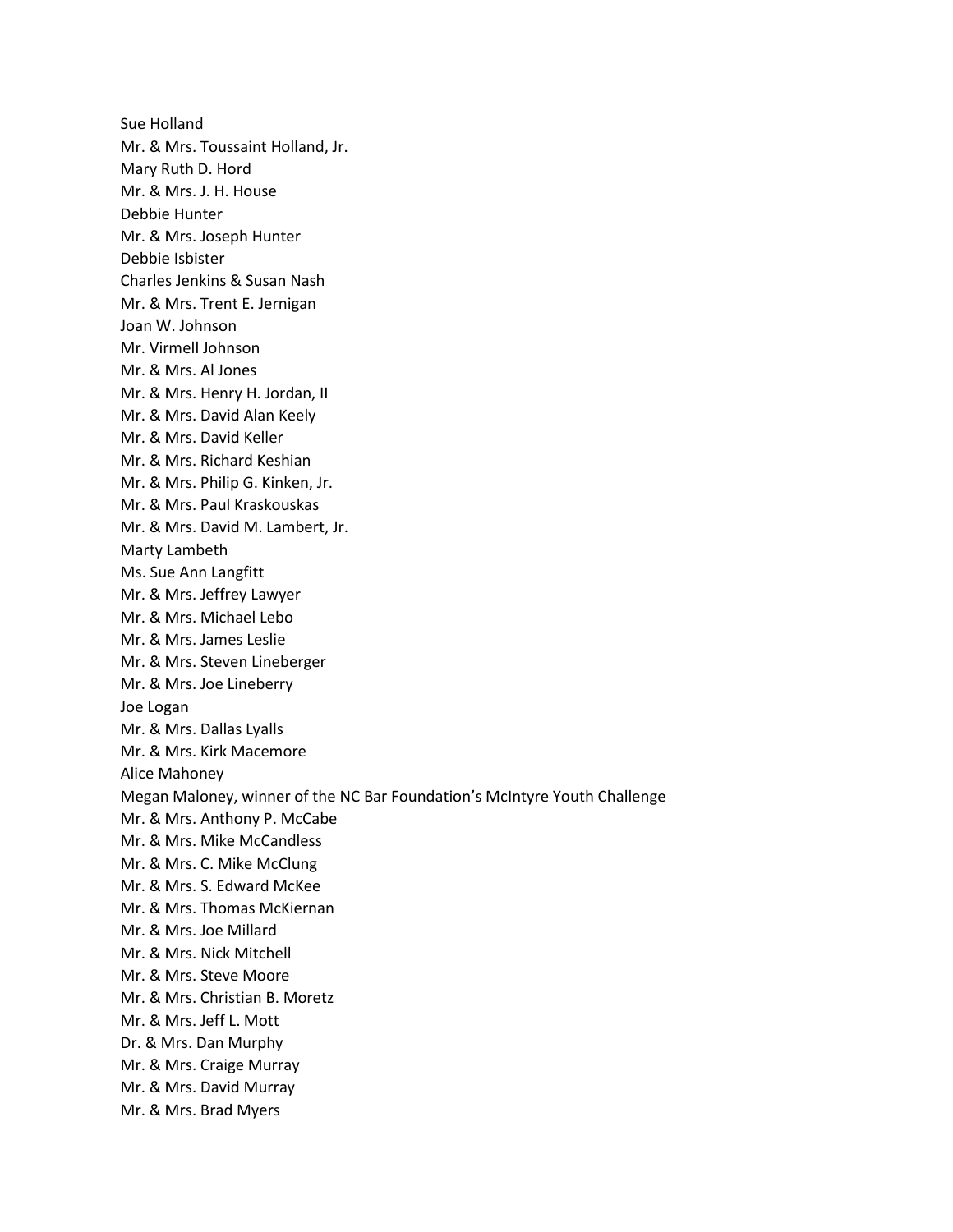Sue Holland
Mr. & Mrs. Toussaint Holland, Jr.
Mary Ruth D. Hord
Mr. & Mrs. J. H. House
Debbie Hunter
Mr. & Mrs. Joseph Hunter
Debbie Isbister
Charles Jenkins & Susan Nash
Mr. & Mrs. Trent E. Jernigan
Joan W. Johnson
Mr. Virmell Johnson
Mr. & Mrs. Al Jones
Mr. & Mrs. Henry H. Jordan, II
Mr. & Mrs. David Alan Keely
Mr. & Mrs. David Keller
Mr. & Mrs. Richard Keshian
Mr. & Mrs. Philip G. Kinken, Jr.
Mr. & Mrs. Paul Kraskouskas
Mr. & Mrs. David M. Lambert, Jr.
Marty Lambeth
Ms. Sue Ann Langfitt
Mr. & Mrs. Jeffrey Lawyer
Mr. & Mrs. Michael Lebo
Mr. & Mrs. James Leslie
Mr. & Mrs. Steven Lineberger
Mr. & Mrs. Joe Lineberry
Joe Logan
Mr. & Mrs. Dallas Lyalls
Mr. & Mrs. Kirk Macemore
Alice Mahoney
Megan Maloney, winner of the NC Bar Foundation's McIntyre Youth Challenge
Mr. & Mrs. Anthony P. McCabe
Mr. & Mrs. Mike McCandless
Mr. & Mrs. C. Mike McClung
Mr. & Mrs. S. Edward McKee
Mr. & Mrs. Thomas McKiernan
Mr. & Mrs. Joe Millard
Mr. & Mrs. Nick Mitchell
Mr. & Mrs. Steve Moore
Mr. & Mrs. Christian B. Moretz
Mr. & Mrs. Jeff L. Mott
Dr. & Mrs. Dan Murphy
Mr. & Mrs. Craige Murray
Mr. & Mrs. David Murray
Mr. & Mrs. Brad Myers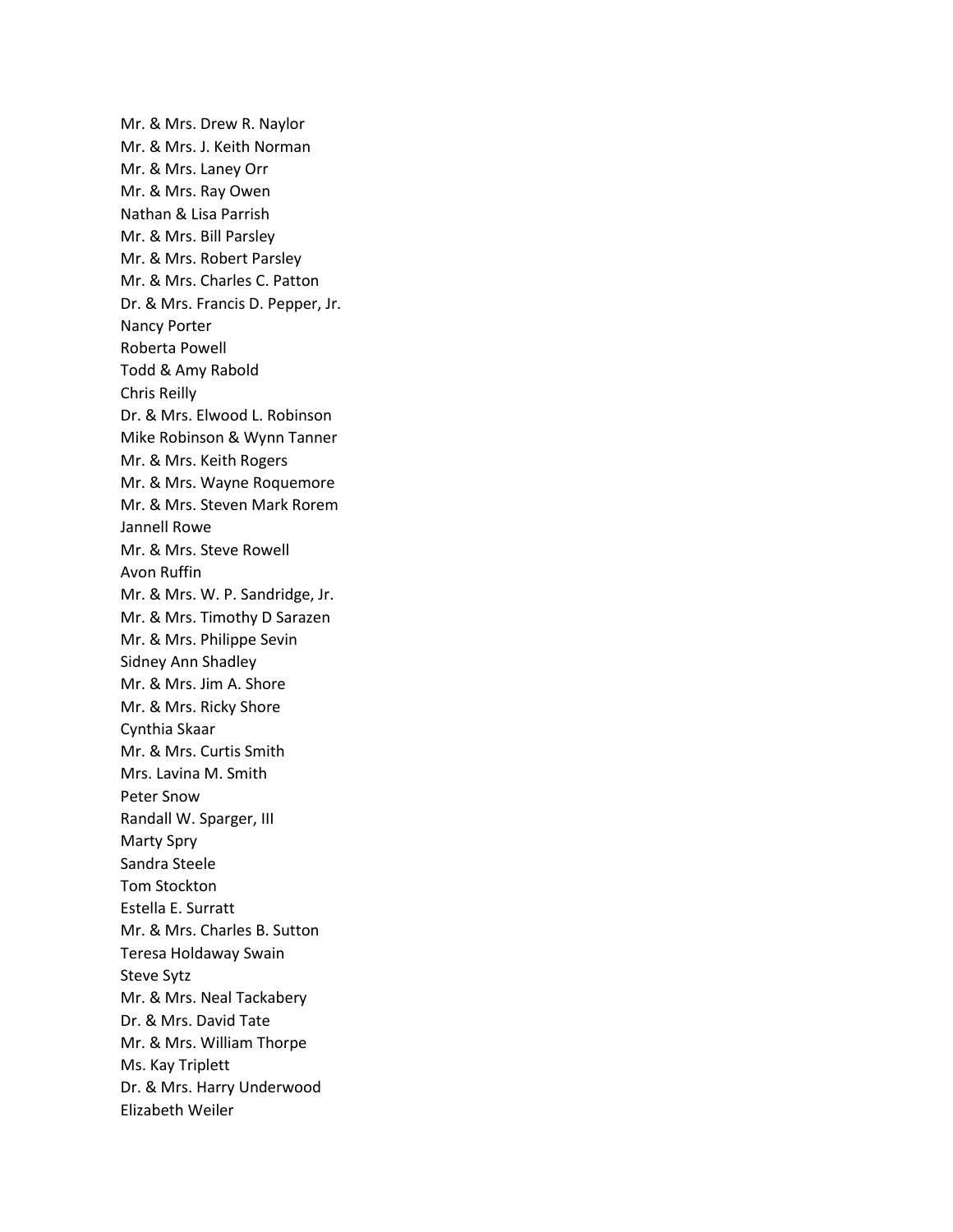Mr. & Mrs. Drew R. Naylor
Mr. & Mrs. J. Keith Norman
Mr. & Mrs. Laney Orr
Mr. & Mrs. Ray Owen
Nathan & Lisa Parrish
Mr. & Mrs. Bill Parsley
Mr. & Mrs. Robert Parsley
Mr. & Mrs. Charles C. Patton
Dr. & Mrs. Francis D. Pepper, Jr.
Nancy Porter
Roberta Powell
Todd & Amy Rabold
Chris Reilly
Dr. & Mrs. Elwood L. Robinson
Mike Robinson & Wynn Tanner
Mr. & Mrs. Keith Rogers
Mr. & Mrs. Wayne Roquemore
Mr. & Mrs. Steven Mark Rorem
Jannell Rowe
Mr. & Mrs. Steve Rowell
Avon Ruffin
Mr. & Mrs. W. P. Sandridge, Jr.
Mr. & Mrs. Timothy D Sarazen
Mr. & Mrs. Philippe Sevin
Sidney Ann Shadley
Mr. & Mrs. Jim A. Shore
Mr. & Mrs. Ricky Shore
Cynthia Skaar
Mr. & Mrs. Curtis Smith
Mrs. Lavina M. Smith
Peter Snow
Randall W. Sparger, III
Marty Spry
Sandra Steele
Tom Stockton
Estella E. Surratt
Mr. & Mrs. Charles B. Sutton
Teresa Holdaway Swain
Steve Sytz
Mr. & Mrs. Neal Tackabery
Dr. & Mrs. David Tate
Mr. & Mrs. William Thorpe
Ms. Kay Triplett
Dr. & Mrs. Harry Underwood
Elizabeth Weiler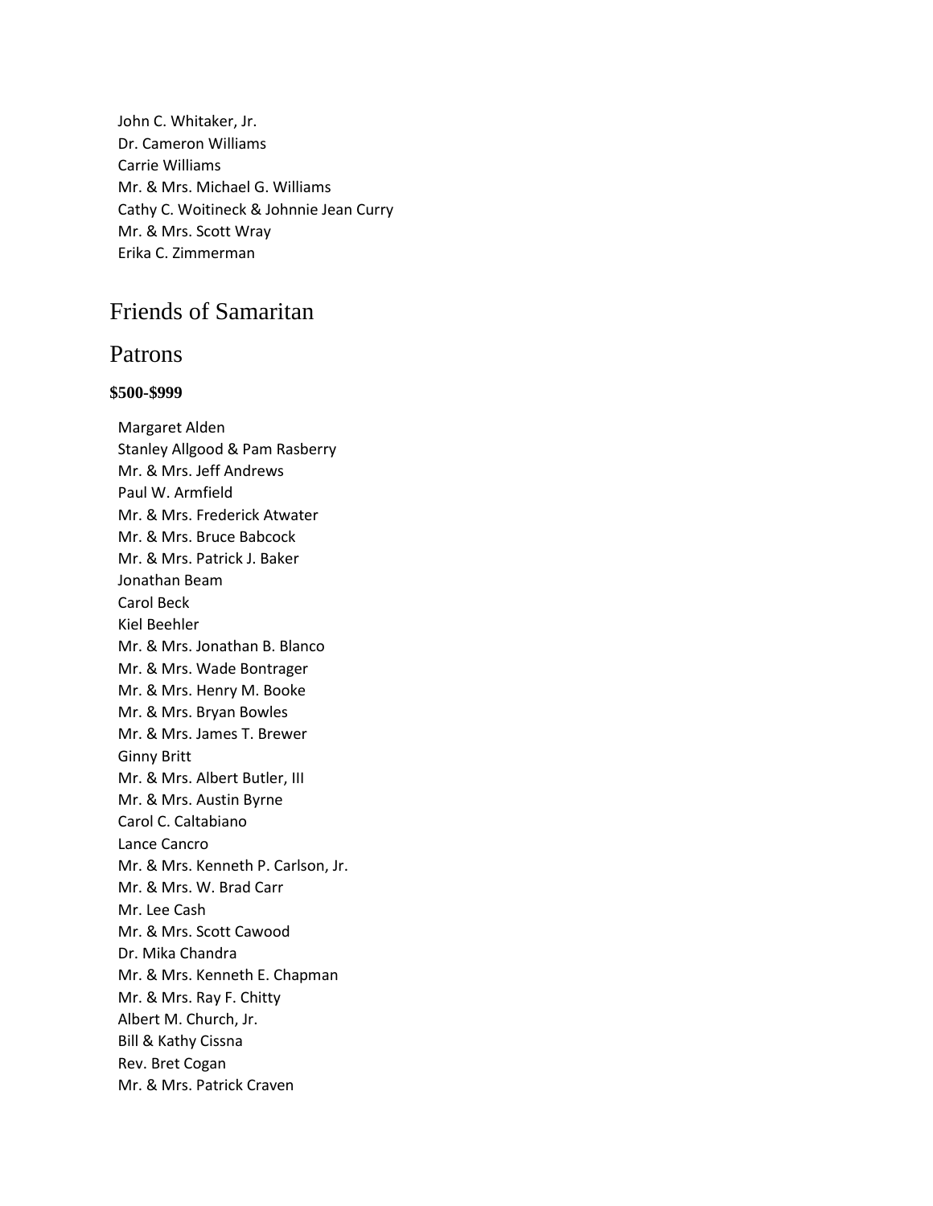John C. Whitaker, Jr.
Dr. Cameron Williams
Carrie Williams
Mr. & Mrs. Michael G. Williams
Cathy C. Woitineck & Johnnie Jean Curry
Mr. & Mrs. Scott Wray
Erika C. Zimmerman

# Friends of Samaritan

## Patrons

### $500-$999

Margaret Alden
Stanley Allgood & Pam Rasberry
Mr. & Mrs. Jeff Andrews
Paul W. Armfield
Mr. & Mrs. Frederick Atwater
Mr. & Mrs. Bruce Babcock
Mr. & Mrs. Patrick J. Baker
Jonathan Beam
Carol Beck
Kiel Beehler
Mr. & Mrs. Jonathan B. Blanco
Mr. & Mrs. Wade Bontrager
Mr. & Mrs. Henry M. Booke
Mr. & Mrs. Bryan Bowles
Mr. & Mrs. James T. Brewer
Ginny Britt
Mr. & Mrs. Albert Butler, III
Mr. & Mrs. Austin Byrne
Carol C. Caltabiano
Lance Cancro
Mr. & Mrs. Kenneth P. Carlson, Jr.
Mr. & Mrs. W. Brad Carr
Mr. Lee Cash
Mr. & Mrs. Scott Cawood
Dr. Mika Chandra
Mr. & Mrs. Kenneth E. Chapman
Mr. & Mrs. Ray F. Chitty
Albert M. Church, Jr.
Bill & Kathy Cissna
Rev. Bret Cogan
Mr. & Mrs. Patrick Craven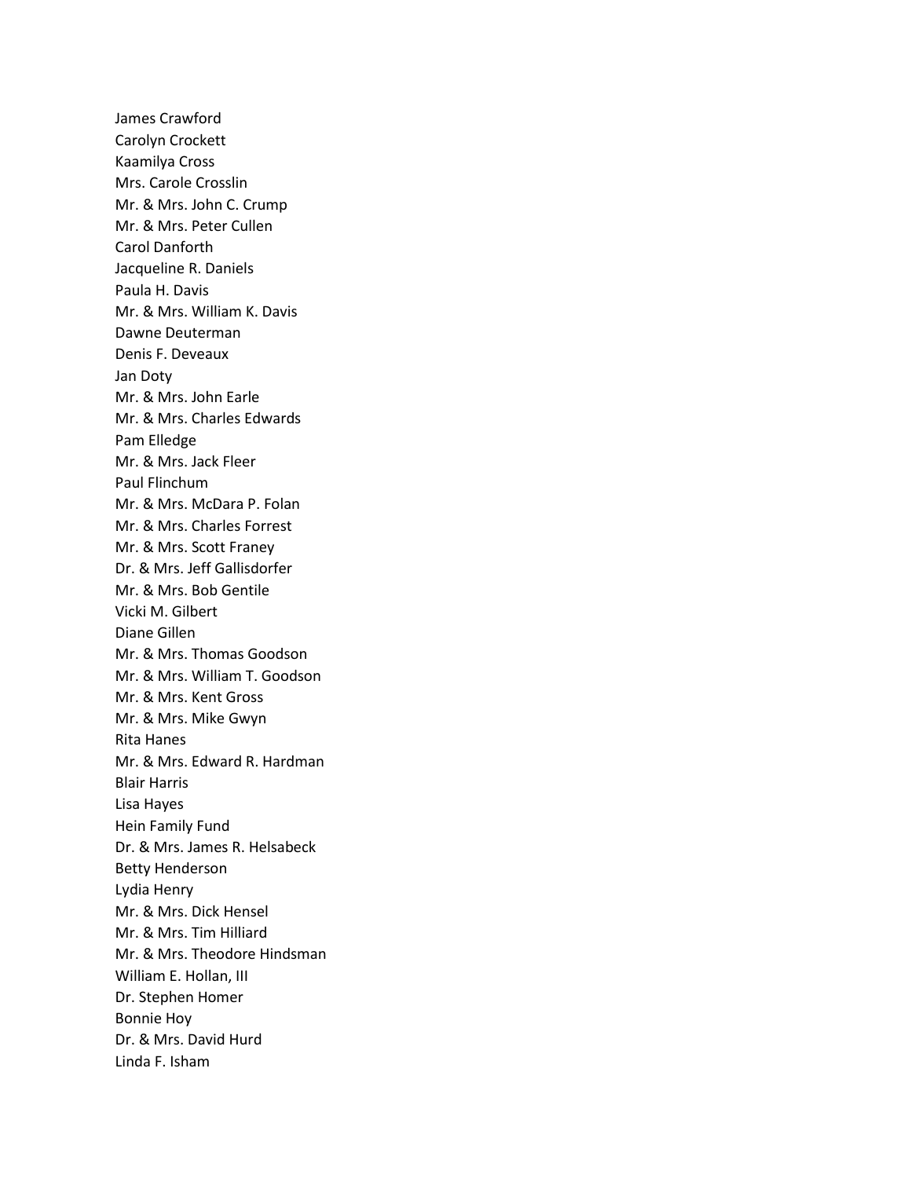James Crawford
Carolyn Crockett
Kaamilya Cross
Mrs. Carole Crosslin
Mr. & Mrs. John C. Crump
Mr. & Mrs. Peter Cullen
Carol Danforth
Jacqueline R. Daniels
Paula H. Davis
Mr. & Mrs. William K. Davis
Dawne Deuterman
Denis F. Deveaux
Jan Doty
Mr. & Mrs. John Earle
Mr. & Mrs. Charles Edwards
Pam Elledge
Mr. & Mrs. Jack Fleer
Paul Flinchum
Mr. & Mrs. McDara P. Folan
Mr. & Mrs. Charles Forrest
Mr. & Mrs. Scott Franey
Dr. & Mrs. Jeff Gallisdorfer
Mr. & Mrs. Bob Gentile
Vicki M. Gilbert
Diane Gillen
Mr. & Mrs. Thomas Goodson
Mr. & Mrs. William T. Goodson
Mr. & Mrs. Kent Gross
Mr. & Mrs. Mike Gwyn
Rita Hanes
Mr. & Mrs. Edward R. Hardman
Blair Harris
Lisa Hayes
Hein Family Fund
Dr. & Mrs. James R. Helsabeck
Betty Henderson
Lydia Henry
Mr. & Mrs. Dick Hensel
Mr. & Mrs. Tim Hilliard
Mr. & Mrs. Theodore Hindsman
William E. Hollan, III
Dr. Stephen Homer
Bonnie Hoy
Dr. & Mrs. David Hurd
Linda F. Isham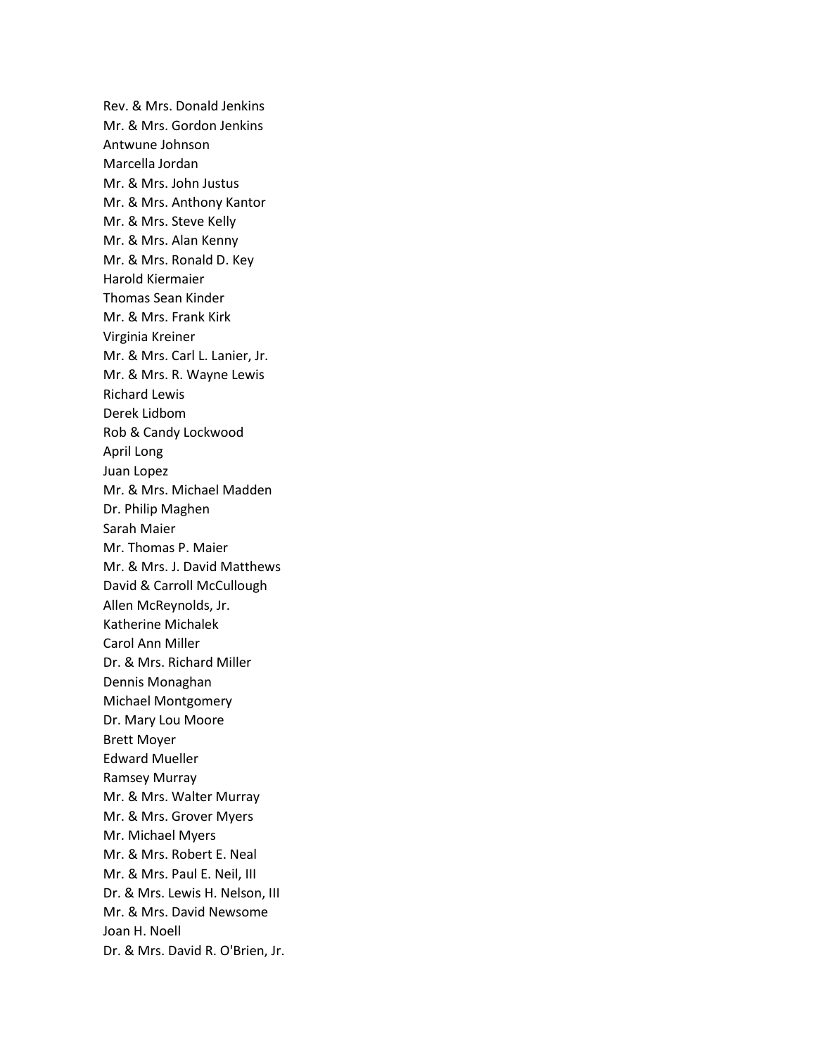Rev. & Mrs. Donald Jenkins
Mr. & Mrs. Gordon Jenkins
Antwune Johnson
Marcella Jordan
Mr. & Mrs. John Justus
Mr. & Mrs. Anthony Kantor
Mr. & Mrs. Steve Kelly
Mr. & Mrs. Alan Kenny
Mr. & Mrs. Ronald D. Key
Harold Kiermaier
Thomas Sean Kinder
Mr. & Mrs. Frank Kirk
Virginia Kreiner
Mr. & Mrs. Carl L. Lanier, Jr.
Mr. & Mrs. R. Wayne Lewis
Richard Lewis
Derek Lidbom
Rob & Candy Lockwood
April Long
Juan Lopez
Mr. & Mrs. Michael Madden
Dr. Philip Maghen
Sarah Maier
Mr. Thomas P. Maier
Mr. & Mrs. J. David Matthews
David & Carroll McCullough
Allen McReynolds, Jr.
Katherine Michalek
Carol Ann Miller
Dr. & Mrs. Richard Miller
Dennis Monaghan
Michael Montgomery
Dr. Mary Lou Moore
Brett Moyer
Edward Mueller
Ramsey Murray
Mr. & Mrs. Walter Murray
Mr. & Mrs. Grover Myers
Mr. Michael Myers
Mr. & Mrs. Robert E. Neal
Mr. & Mrs. Paul E. Neil, III
Dr. & Mrs. Lewis H. Nelson, III
Mr. & Mrs. David Newsome
Joan H. Noell
Dr. & Mrs. David R. O'Brien, Jr.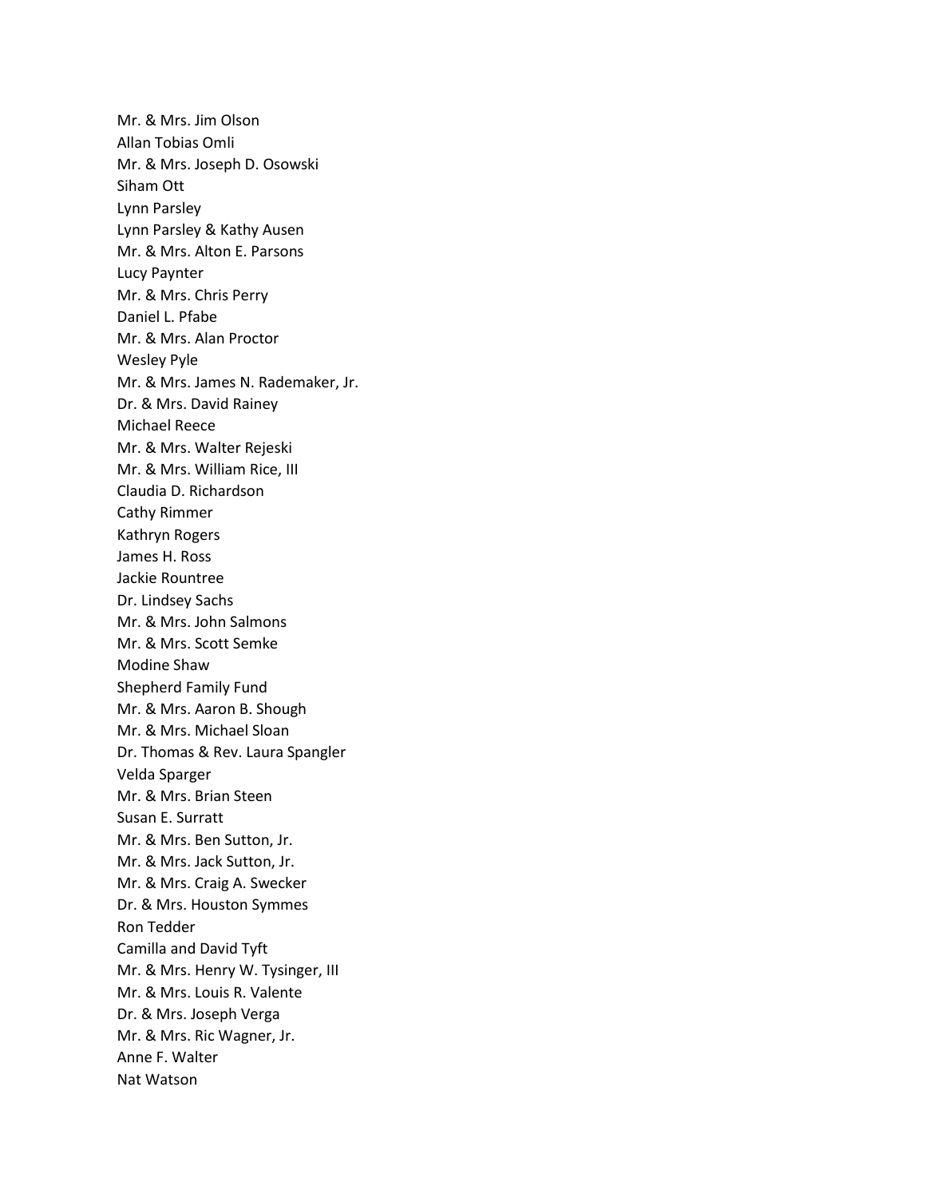Mr. & Mrs. Jim Olson
Allan Tobias Omli
Mr. & Mrs. Joseph D. Osowski
Siham Ott
Lynn Parsley
Lynn Parsley & Kathy Ausen
Mr. & Mrs. Alton E. Parsons
Lucy Paynter
Mr. & Mrs. Chris Perry
Daniel L. Pfabe
Mr. & Mrs. Alan Proctor
Wesley Pyle
Mr. & Mrs. James N. Rademaker, Jr.
Dr. & Mrs. David Rainey
Michael Reece
Mr. & Mrs. Walter Rejeski
Mr. & Mrs. William Rice, III
Claudia D. Richardson
Cathy Rimmer
Kathryn Rogers
James H. Ross
Jackie Rountree
Dr. Lindsey Sachs
Mr. & Mrs. John Salmons
Mr. & Mrs. Scott Semke
Modine Shaw
Shepherd Family Fund
Mr. & Mrs. Aaron B. Shough
Mr. & Mrs. Michael Sloan
Dr. Thomas & Rev. Laura Spangler
Velda Sparger
Mr. & Mrs. Brian Steen
Susan E. Surratt
Mr. & Mrs. Ben Sutton, Jr.
Mr. & Mrs. Jack Sutton, Jr.
Mr. & Mrs. Craig A. Swecker
Dr. & Mrs. Houston Symmes
Ron Tedder
Camilla and David Tyft
Mr. & Mrs. Henry W. Tysinger, III
Mr. & Mrs. Louis R. Valente
Dr. & Mrs. Joseph Verga
Mr. & Mrs. Ric Wagner, Jr.
Anne F. Walter
Nat Watson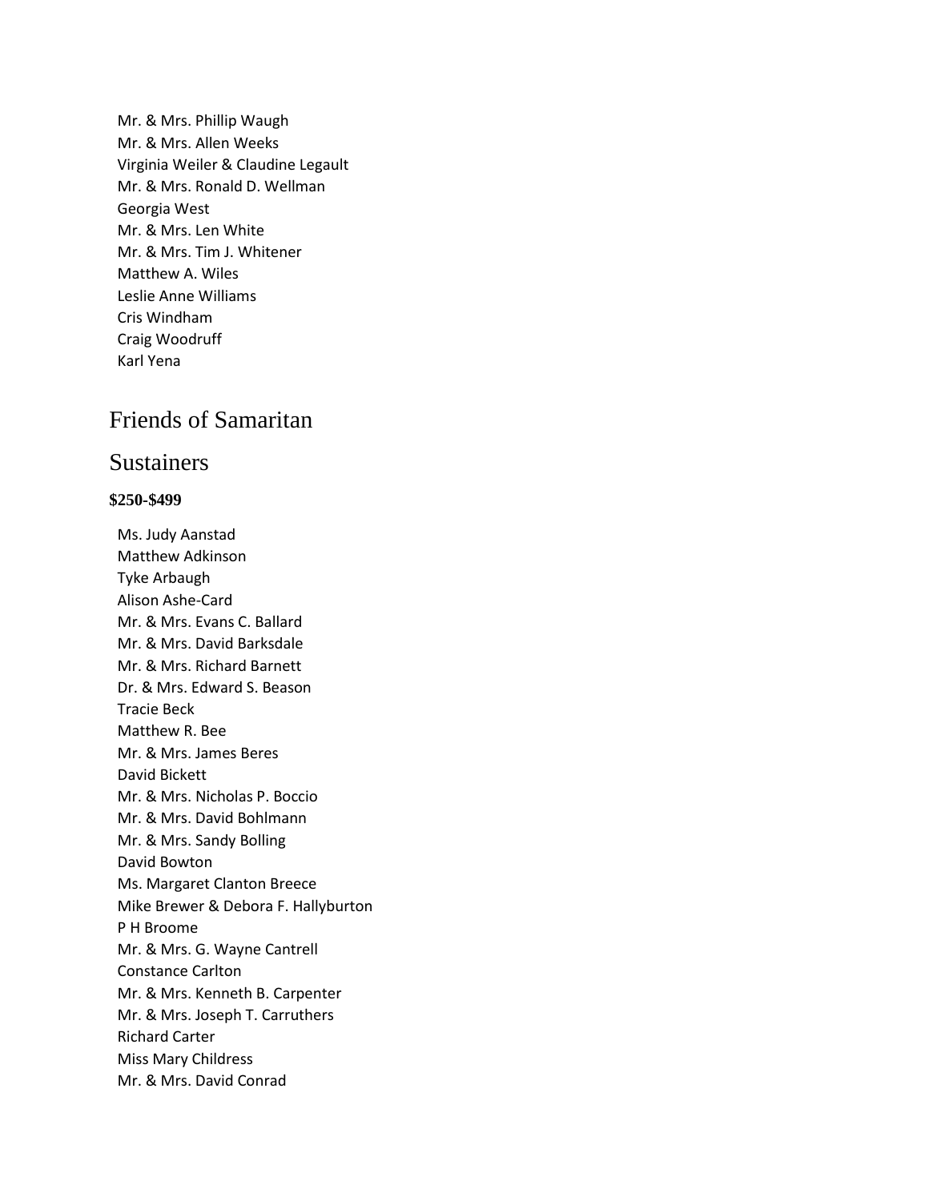Mr. & Mrs. Phillip Waugh
Mr. & Mrs. Allen Weeks
Virginia Weiler & Claudine Legault
Mr. & Mrs. Ronald D. Wellman
Georgia West
Mr. & Mrs. Len White
Mr. & Mrs. Tim J. Whitener
Matthew A. Wiles
Leslie Anne Williams
Cris Windham
Craig Woodruff
Karl Yena

## Friends of Samaritan

## Sustainers

**$250-$499**

Ms. Judy Aanstad
Matthew Adkinson
Tyke Arbaugh
Alison Ashe-Card
Mr. & Mrs. Evans C. Ballard
Mr. & Mrs. David Barksdale
Mr. & Mrs. Richard Barnett
Dr. & Mrs. Edward S. Beason
Tracie Beck
Matthew R. Bee
Mr. & Mrs. James Beres
David Bickett
Mr. & Mrs. Nicholas P. Boccio
Mr. & Mrs. David Bohlmann
Mr. & Mrs. Sandy Bolling
David Bowton
Ms. Margaret Clanton Breece
Mike Brewer & Debora F. Hallyburton
P H Broome
Mr. & Mrs. G. Wayne Cantrell
Constance Carlton
Mr. & Mrs. Kenneth B. Carpenter
Mr. & Mrs. Joseph T. Carruthers
Richard Carter
Miss Mary Childress
Mr. & Mrs. David Conrad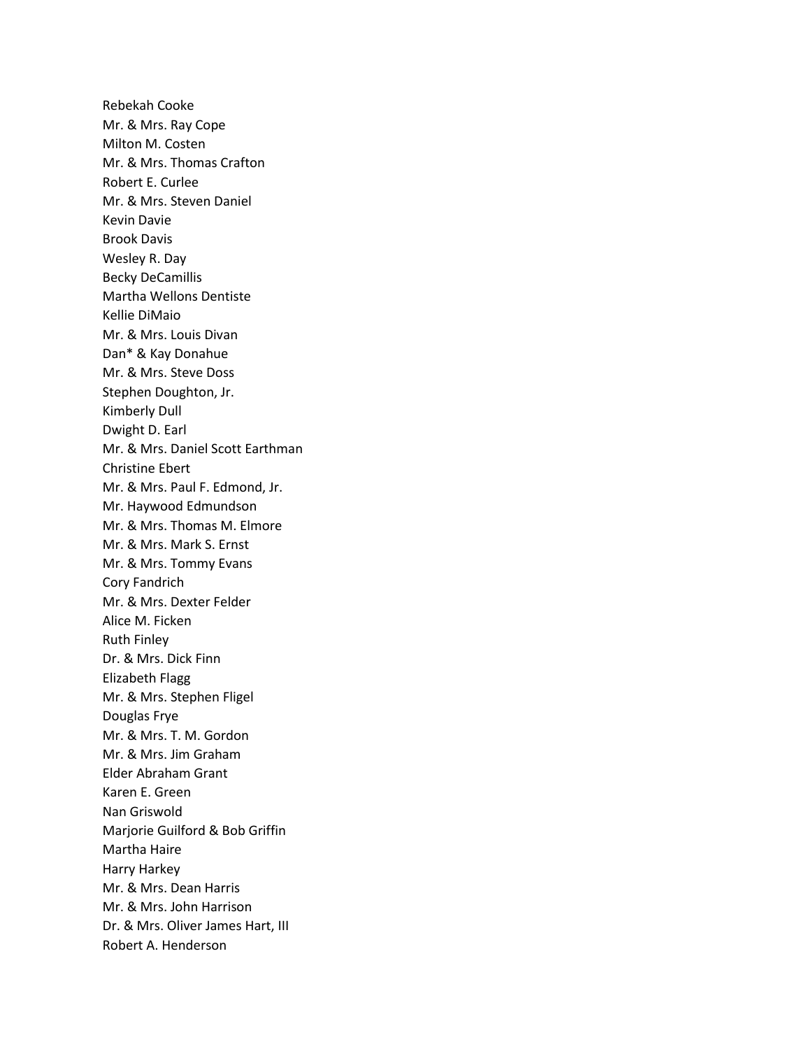Rebekah Cooke
Mr. & Mrs. Ray Cope
Milton M. Costen
Mr. & Mrs. Thomas Crafton
Robert E. Curlee
Mr. & Mrs. Steven Daniel
Kevin Davie
Brook Davis
Wesley R. Day
Becky DeCamillis
Martha Wellons Dentiste
Kellie DiMaio
Mr. & Mrs. Louis Divan
Dan* & Kay Donahue
Mr. & Mrs. Steve Doss
Stephen Doughton, Jr.
Kimberly Dull
Dwight D. Earl
Mr. & Mrs. Daniel Scott Earthman
Christine Ebert
Mr. & Mrs. Paul F. Edmond, Jr.
Mr. Haywood Edmundson
Mr. & Mrs. Thomas M. Elmore
Mr. & Mrs. Mark S. Ernst
Mr. & Mrs. Tommy Evans
Cory Fandrich
Mr. & Mrs. Dexter Felder
Alice M. Ficken
Ruth Finley
Dr. & Mrs. Dick Finn
Elizabeth Flagg
Mr. & Mrs. Stephen Fligel
Douglas Frye
Mr. & Mrs. T. M. Gordon
Mr. & Mrs. Jim Graham
Elder Abraham Grant
Karen E. Green
Nan Griswold
Marjorie Guilford & Bob Griffin
Martha Haire
Harry Harkey
Mr. & Mrs. Dean Harris
Mr. & Mrs. John Harrison
Dr. & Mrs. Oliver James Hart, III
Robert A. Henderson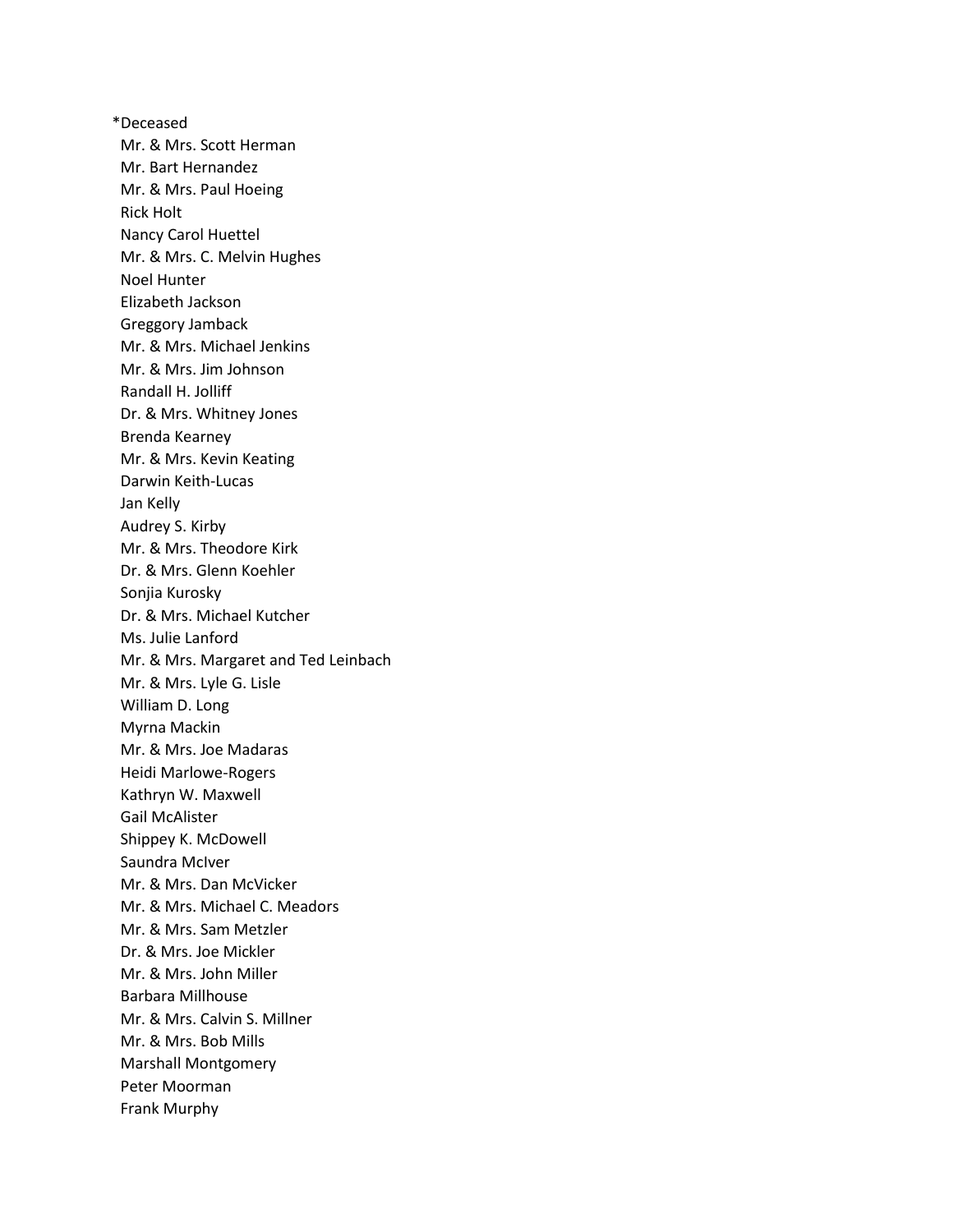*Deceased

Mr. & Mrs. Scott Herman
Mr. Bart Hernandez
Mr. & Mrs. Paul Hoeing
Rick Holt
Nancy Carol Huettel
Mr. & Mrs. C. Melvin Hughes
Noel Hunter
Elizabeth Jackson
Greggory Jamback
Mr. & Mrs. Michael Jenkins
Mr. & Mrs. Jim Johnson
Randall H. Jolliff
Dr. & Mrs. Whitney Jones
Brenda Kearney
Mr. & Mrs. Kevin Keating
Darwin Keith-Lucas
Jan Kelly
Audrey S. Kirby
Mr. & Mrs. Theodore Kirk
Dr. & Mrs. Glenn Koehler
Sonjia Kurosky
Dr. & Mrs. Michael Kutcher
Ms. Julie Lanford
Mr. & Mrs. Margaret and Ted Leinbach
Mr. & Mrs. Lyle G. Lisle
William D. Long
Myrna Mackin
Mr. & Mrs. Joe Madaras
Heidi Marlowe-Rogers
Kathryn W. Maxwell
Gail McAlister
Shippey K. McDowell
Saundra McIver
Mr. & Mrs. Dan McVicker
Mr. & Mrs. Michael C. Meadors
Mr. & Mrs. Sam Metzler
Dr. & Mrs. Joe Mickler
Mr. & Mrs. John Miller
Barbara Millhouse
Mr. & Mrs. Calvin S. Millner
Mr. & Mrs. Bob Mills
Marshall Montgomery
Peter Moorman
Frank Murphy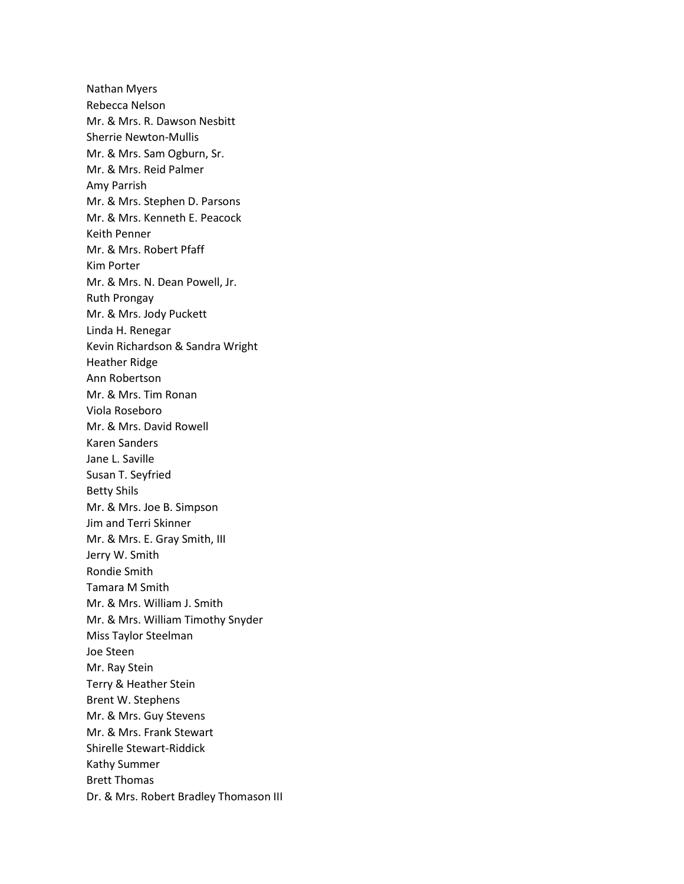Nathan Myers
Rebecca Nelson
Mr. & Mrs. R. Dawson Nesbitt
Sherrie Newton-Mullis
Mr. & Mrs. Sam Ogburn, Sr.
Mr. & Mrs. Reid Palmer
Amy Parrish
Mr. & Mrs. Stephen D. Parsons
Mr. & Mrs. Kenneth E. Peacock
Keith Penner
Mr. & Mrs. Robert Pfaff
Kim Porter
Mr. & Mrs. N. Dean Powell, Jr.
Ruth Prongay
Mr. & Mrs. Jody Puckett
Linda H. Renegar
Kevin Richardson & Sandra Wright
Heather Ridge
Ann Robertson
Mr. & Mrs. Tim Ronan
Viola Roseboro
Mr. & Mrs. David Rowell
Karen Sanders
Jane L. Saville
Susan T. Seyfried
Betty Shils
Mr. & Mrs. Joe B. Simpson
Jim and Terri Skinner
Mr. & Mrs. E. Gray Smith, III
Jerry W. Smith
Rondie Smith
Tamara M Smith
Mr. & Mrs. William J. Smith
Mr. & Mrs. William Timothy Snyder
Miss Taylor Steelman
Joe Steen
Mr. Ray Stein
Terry & Heather Stein
Brent W. Stephens
Mr. & Mrs. Guy Stevens
Mr. & Mrs. Frank Stewart
Shirelle Stewart-Riddick
Kathy Summer
Brett Thomas
Dr. & Mrs. Robert Bradley Thomason III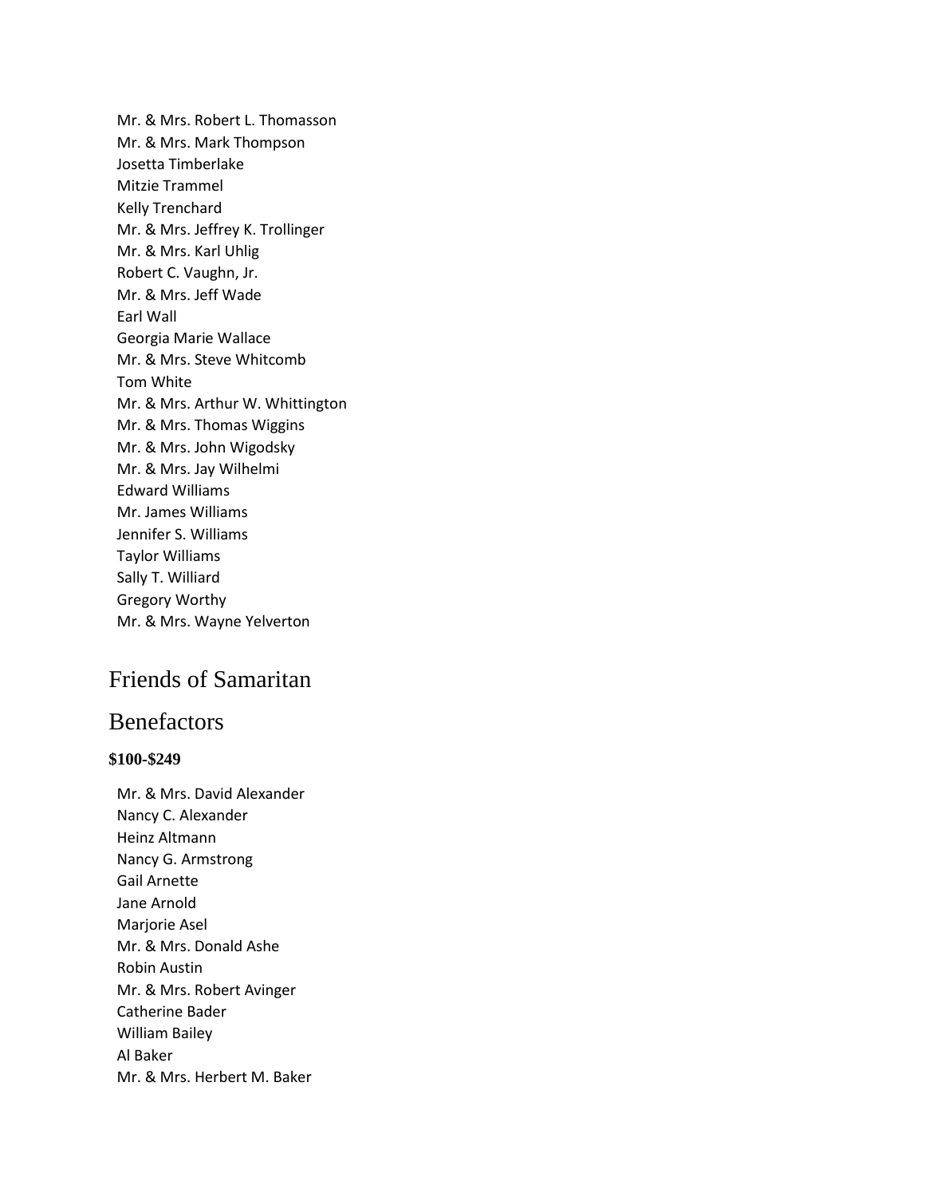Mr. & Mrs. Robert L. Thomasson
Mr. & Mrs. Mark Thompson
Josetta Timberlake
Mitzie Trammel
Kelly Trenchard
Mr. & Mrs. Jeffrey K. Trollinger
Mr. & Mrs. Karl Uhlig
Robert C. Vaughn, Jr.
Mr. & Mrs. Jeff Wade
Earl Wall
Georgia Marie Wallace
Mr. & Mrs. Steve Whitcomb
Tom White
Mr. & Mrs. Arthur W. Whittington
Mr. & Mrs. Thomas Wiggins
Mr. & Mrs. John Wigodsky
Mr. & Mrs. Jay Wilhelmi
Edward Williams
Mr. James Williams
Jennifer S. Williams
Taylor Williams
Sally T. Williard
Gregory Worthy
Mr. & Mrs. Wayne Yelverton

## Friends of Samaritan

## Benefactors

**$100-$249**

Mr. & Mrs. David Alexander
Nancy C. Alexander
Heinz Altmann
Nancy G. Armstrong
Gail Arnette
Jane Arnold
Marjorie Asel
Mr. & Mrs. Donald Ashe
Robin Austin
Mr. & Mrs. Robert Avinger
Catherine Bader
William Bailey
Al Baker
Mr. & Mrs. Herbert M. Baker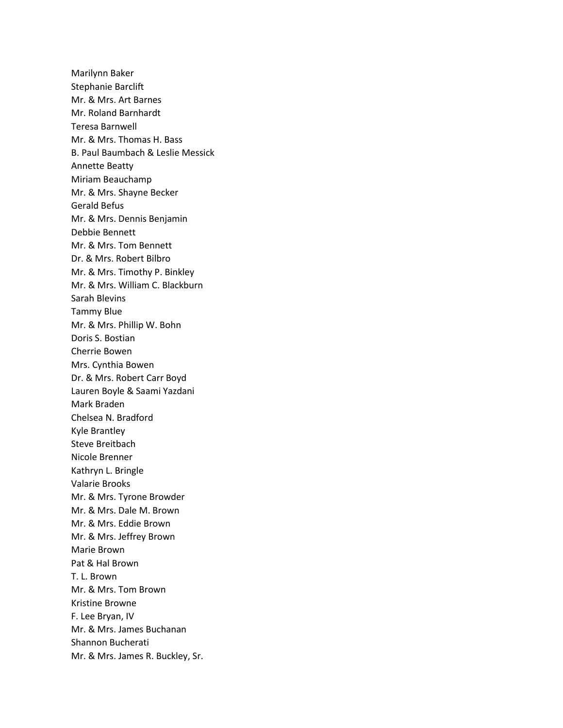Marilynn Baker
Stephanie Barclift
Mr. & Mrs. Art Barnes
Mr. Roland Barnhardt
Teresa Barnwell
Mr. & Mrs. Thomas H. Bass
B. Paul Baumbach & Leslie Messick
Annette Beatty
Miriam Beauchamp
Mr. & Mrs. Shayne Becker
Gerald Befus
Mr. & Mrs. Dennis Benjamin
Debbie Bennett
Mr. & Mrs. Tom Bennett
Dr. & Mrs. Robert Bilbro
Mr. & Mrs. Timothy P. Binkley
Mr. & Mrs. William C. Blackburn
Sarah Blevins
Tammy Blue
Mr. & Mrs. Phillip W. Bohn
Doris S. Bostian
Cherrie Bowen
Mrs. Cynthia Bowen
Dr. & Mrs. Robert Carr Boyd
Lauren Boyle & Saami Yazdani
Mark Braden
Chelsea N. Bradford
Kyle Brantley
Steve Breitbach
Nicole Brenner
Kathryn L. Bringle
Valarie Brooks
Mr. & Mrs. Tyrone Browder
Mr. & Mrs. Dale M. Brown
Mr. & Mrs. Eddie Brown
Mr. & Mrs. Jeffrey Brown
Marie Brown
Pat & Hal Brown
T. L. Brown
Mr. & Mrs. Tom Brown
Kristine Browne
F. Lee Bryan, IV
Mr. & Mrs. James Buchanan
Shannon Bucherati
Mr. & Mrs. James R. Buckley, Sr.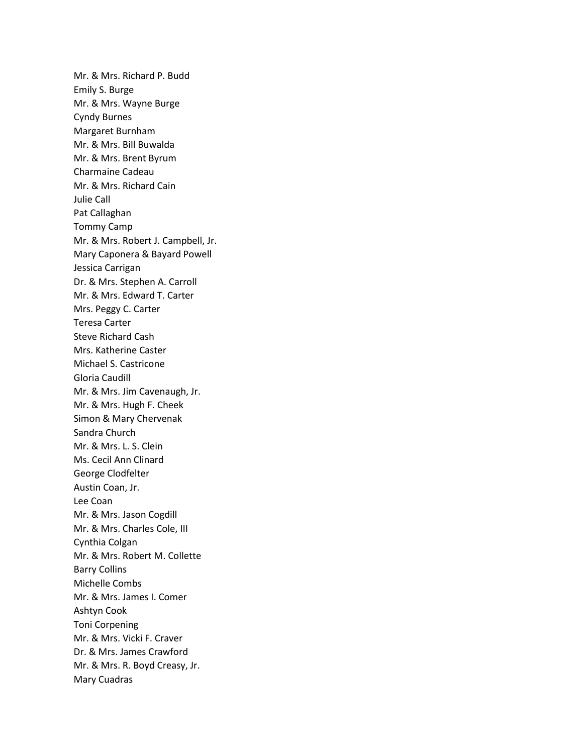Mr. & Mrs. Richard P. Budd
Emily S. Burge
Mr. & Mrs. Wayne Burge
Cyndy Burnes
Margaret Burnham
Mr. & Mrs. Bill Buwalda
Mr. & Mrs. Brent Byrum
Charmaine Cadeau
Mr. & Mrs. Richard Cain
Julie Call
Pat Callaghan
Tommy Camp
Mr. & Mrs. Robert J. Campbell, Jr.
Mary Caponera & Bayard Powell
Jessica Carrigan
Dr. & Mrs. Stephen A. Carroll
Mr. & Mrs. Edward T. Carter
Mrs. Peggy C. Carter
Teresa Carter
Steve Richard Cash
Mrs. Katherine Caster
Michael S. Castricone
Gloria Caudill
Mr. & Mrs. Jim Cavenaugh, Jr.
Mr. & Mrs. Hugh F. Cheek
Simon & Mary Chervenak
Sandra Church
Mr. & Mrs. L. S. Clein
Ms. Cecil Ann Clinard
George Clodfelter
Austin Coan, Jr.
Lee Coan
Mr. & Mrs. Jason Cogdill
Mr. & Mrs. Charles Cole, III
Cynthia Colgan
Mr. & Mrs. Robert M. Collette
Barry Collins
Michelle Combs
Mr. & Mrs. James I. Comer
Ashtyn Cook
Toni Corpening
Mr. & Mrs. Vicki F. Craver
Dr. & Mrs. James Crawford
Mr. & Mrs. R. Boyd Creasy, Jr.
Mary Cuadras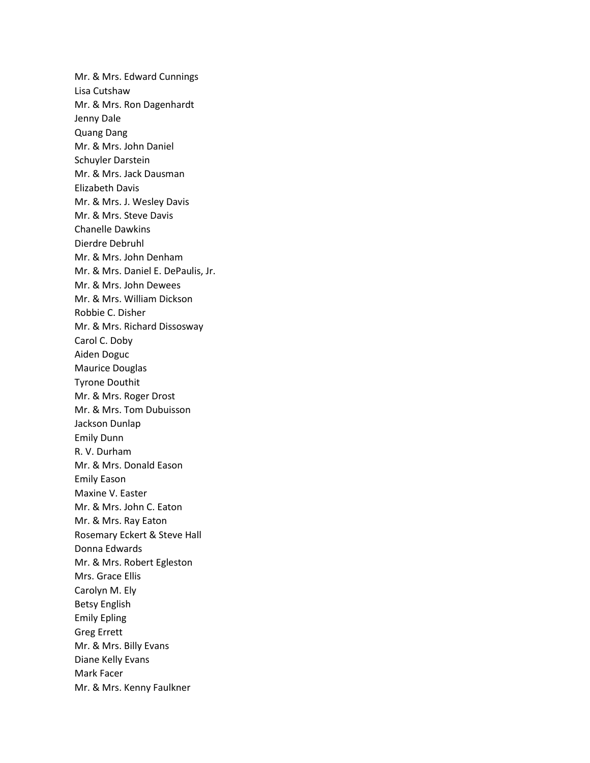Mr. & Mrs. Edward Cunnings
Lisa Cutshaw
Mr. & Mrs. Ron Dagenhardt
Jenny Dale
Quang Dang
Mr. & Mrs. John Daniel
Schuyler Darstein
Mr. & Mrs. Jack Dausman
Elizabeth Davis
Mr. & Mrs. J. Wesley Davis
Mr. & Mrs. Steve Davis
Chanelle Dawkins
Dierdre Debruhl
Mr. & Mrs. John Denham
Mr. & Mrs. Daniel E. DePaulis, Jr.
Mr. & Mrs. John Dewees
Mr. & Mrs. William Dickson
Robbie C. Disher
Mr. & Mrs. Richard Dissosway
Carol C. Doby
Aiden Doguc
Maurice Douglas
Tyrone Douthit
Mr. & Mrs. Roger Drost
Mr. & Mrs. Tom Dubuisson
Jackson Dunlap
Emily Dunn
R. V. Durham
Mr. & Mrs. Donald Eason
Emily Eason
Maxine V. Easter
Mr. & Mrs. John C. Eaton
Mr. & Mrs. Ray Eaton
Rosemary Eckert & Steve Hall
Donna Edwards
Mr. & Mrs. Robert Egleston
Mrs. Grace Ellis
Carolyn M. Ely
Betsy English
Emily Epling
Greg Errett
Mr. & Mrs. Billy Evans
Diane Kelly Evans
Mark Facer
Mr. & Mrs. Kenny Faulkner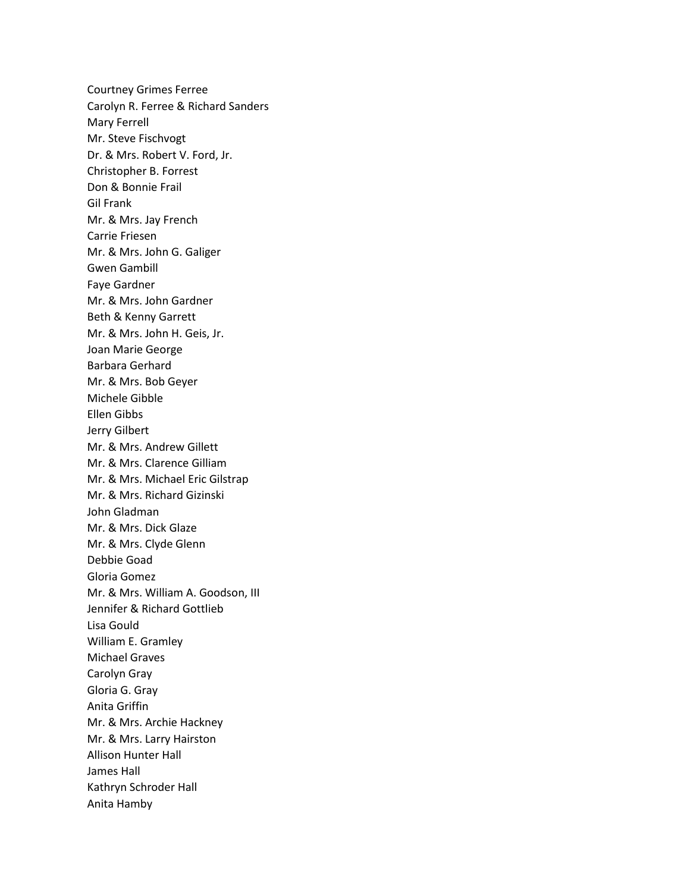Courtney Grimes Ferree
Carolyn R. Ferree & Richard Sanders
Mary Ferrell
Mr. Steve Fischvogt
Dr. & Mrs. Robert V. Ford, Jr.
Christopher B. Forrest
Don & Bonnie Frail
Gil Frank
Mr. & Mrs. Jay French
Carrie Friesen
Mr. & Mrs. John G. Galiger
Gwen Gambill
Faye Gardner
Mr. & Mrs. John Gardner
Beth & Kenny Garrett
Mr. & Mrs. John H. Geis, Jr.
Joan Marie George
Barbara Gerhard
Mr. & Mrs. Bob Geyer
Michele Gibble
Ellen Gibbs
Jerry Gilbert
Mr. & Mrs. Andrew Gillett
Mr. & Mrs. Clarence Gilliam
Mr. & Mrs. Michael Eric Gilstrap
Mr. & Mrs. Richard Gizinski
John Gladman
Mr. & Mrs. Dick Glaze
Mr. & Mrs. Clyde Glenn
Debbie Goad
Gloria Gomez
Mr. & Mrs. William A. Goodson, III
Jennifer & Richard Gottlieb
Lisa Gould
William E. Gramley
Michael Graves
Carolyn Gray
Gloria G. Gray
Anita Griffin
Mr. & Mrs. Archie Hackney
Mr. & Mrs. Larry Hairston
Allison Hunter Hall
James Hall
Kathryn Schroder Hall
Anita Hamby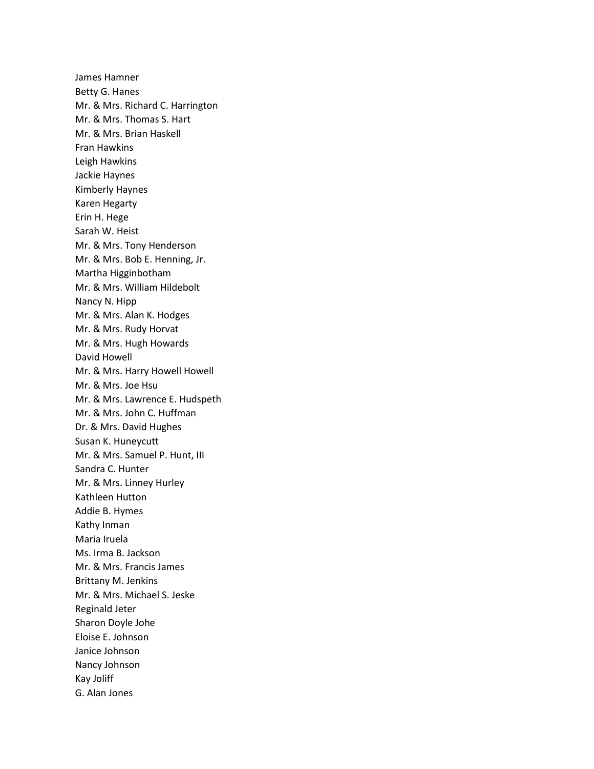James Hamner
Betty G. Hanes
Mr. & Mrs. Richard C. Harrington
Mr. & Mrs. Thomas S. Hart
Mr. & Mrs. Brian Haskell
Fran Hawkins
Leigh Hawkins
Jackie Haynes
Kimberly Haynes
Karen Hegarty
Erin H. Hege
Sarah W. Heist
Mr. & Mrs. Tony Henderson
Mr. & Mrs. Bob E. Henning, Jr.
Martha Higginbotham
Mr. & Mrs. William Hildebolt
Nancy N. Hipp
Mr. & Mrs. Alan K. Hodges
Mr. & Mrs. Rudy Horvat
Mr. & Mrs. Hugh Howards
David Howell
Mr. & Mrs. Harry Howell Howell
Mr. & Mrs. Joe Hsu
Mr. & Mrs. Lawrence E. Hudspeth
Mr. & Mrs. John C. Huffman
Dr. & Mrs. David Hughes
Susan K. Huneycutt
Mr. & Mrs. Samuel P. Hunt, III
Sandra C. Hunter
Mr. & Mrs. Linney Hurley
Kathleen Hutton
Addie B. Hymes
Kathy Inman
Maria Iruela
Ms. Irma B. Jackson
Mr. & Mrs. Francis James
Brittany M. Jenkins
Mr. & Mrs. Michael S. Jeske
Reginald Jeter
Sharon Doyle Johe
Eloise E. Johnson
Janice Johnson
Nancy Johnson
Kay Joliff
G. Alan Jones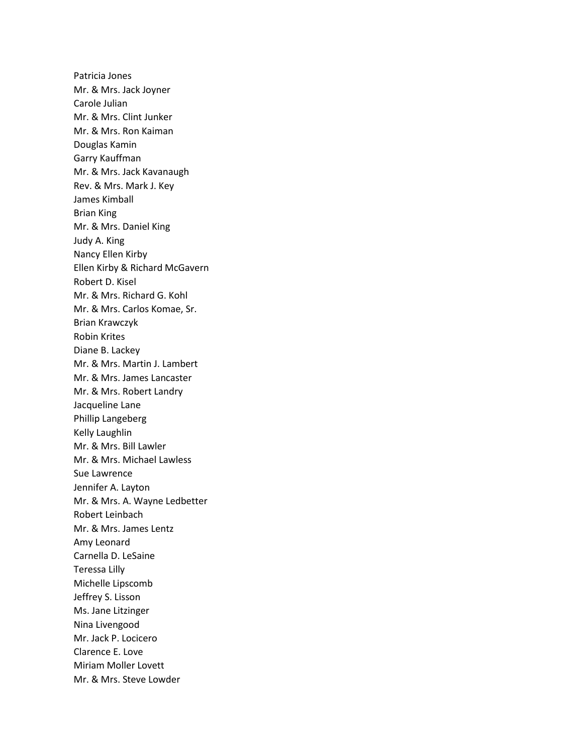Patricia Jones
Mr. & Mrs. Jack Joyner
Carole Julian
Mr. & Mrs. Clint Junker
Mr. & Mrs. Ron Kaiman
Douglas Kamin
Garry Kauffman
Mr. & Mrs. Jack Kavanaugh
Rev. & Mrs. Mark J. Key
James Kimball
Brian King
Mr. & Mrs. Daniel King
Judy A. King
Nancy Ellen Kirby
Ellen Kirby & Richard McGavern
Robert D. Kisel
Mr. & Mrs. Richard G. Kohl
Mr. & Mrs. Carlos Komae, Sr.
Brian Krawczyk
Robin Krites
Diane B. Lackey
Mr. & Mrs. Martin J. Lambert
Mr. & Mrs. James Lancaster
Mr. & Mrs. Robert Landry
Jacqueline Lane
Phillip Langeberg
Kelly Laughlin
Mr. & Mrs. Bill Lawler
Mr. & Mrs. Michael Lawless
Sue Lawrence
Jennifer A. Layton
Mr. & Mrs. A. Wayne Ledbetter
Robert Leinbach
Mr. & Mrs. James Lentz
Amy Leonard
Carnella D. LeSaine
Teressa Lilly
Michelle Lipscomb
Jeffrey S. Lisson
Ms. Jane Litzinger
Nina Livengood
Mr. Jack P. Locicero
Clarence E. Love
Miriam Moller Lovett
Mr. & Mrs. Steve Lowder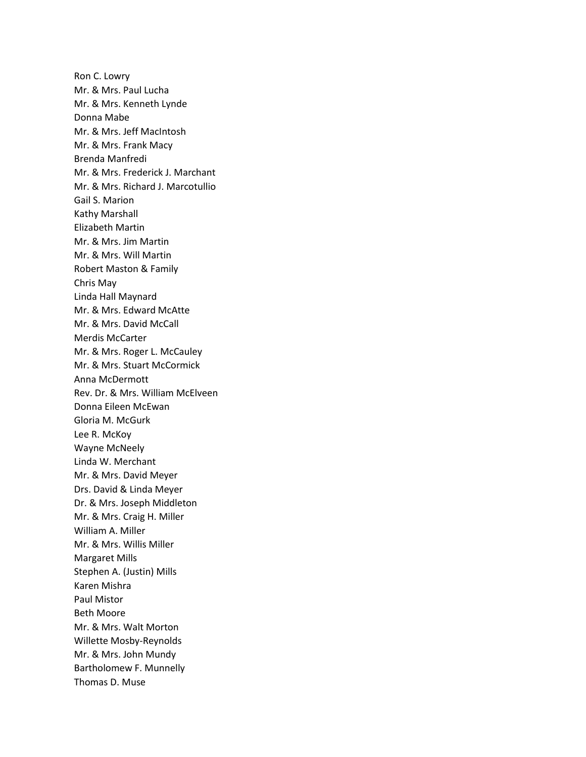Ron C. Lowry
Mr. & Mrs. Paul Lucha
Mr. & Mrs. Kenneth Lynde
Donna Mabe
Mr. & Mrs. Jeff MacIntosh
Mr. & Mrs. Frank Macy
Brenda Manfredi
Mr. & Mrs. Frederick J. Marchant
Mr. & Mrs. Richard J. Marcotullio
Gail S. Marion
Kathy Marshall
Elizabeth Martin
Mr. & Mrs. Jim Martin
Mr. & Mrs. Will Martin
Robert Maston & Family
Chris May
Linda Hall Maynard
Mr. & Mrs. Edward McAtte
Mr. & Mrs. David McCall
Merdis McCarter
Mr. & Mrs. Roger L. McCauley
Mr. & Mrs. Stuart McCormick
Anna McDermott
Rev. Dr. & Mrs. William McElveen
Donna Eileen McEwan
Gloria M. McGurk
Lee R. McKoy
Wayne McNeely
Linda W. Merchant
Mr. & Mrs. David Meyer
Drs. David & Linda Meyer
Dr. & Mrs. Joseph Middleton
Mr. & Mrs. Craig H. Miller
William A. Miller
Mr. & Mrs. Willis Miller
Margaret Mills
Stephen A. (Justin) Mills
Karen Mishra
Paul Mistor
Beth Moore
Mr. & Mrs. Walt Morton
Willette Mosby-Reynolds
Mr. & Mrs. John Mundy
Bartholomew F. Munnelly
Thomas D. Muse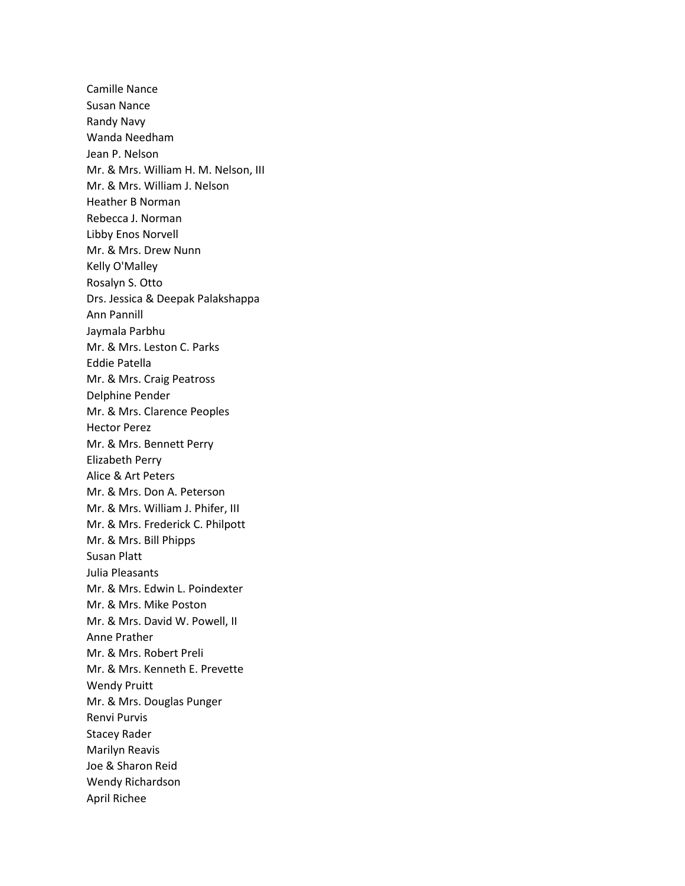Camille Nance
Susan Nance
Randy Navy
Wanda Needham
Jean P. Nelson
Mr. & Mrs. William H. M. Nelson, III
Mr. & Mrs. William J. Nelson
Heather B Norman
Rebecca J. Norman
Libby Enos Norvell
Mr. & Mrs. Drew Nunn
Kelly O'Malley
Rosalyn S. Otto
Drs. Jessica & Deepak Palakshappa
Ann Pannill
Jaymala Parbhu
Mr. & Mrs. Leston C. Parks
Eddie Patella
Mr. & Mrs. Craig Peatross
Delphine Pender
Mr. & Mrs. Clarence Peoples
Hector Perez
Mr. & Mrs. Bennett Perry
Elizabeth Perry
Alice & Art Peters
Mr. & Mrs. Don A. Peterson
Mr. & Mrs. William J. Phifer, III
Mr. & Mrs. Frederick C. Philpott
Mr. & Mrs. Bill Phipps
Susan Platt
Julia Pleasants
Mr. & Mrs. Edwin L. Poindexter
Mr. & Mrs. Mike Poston
Mr. & Mrs. David W. Powell, II
Anne Prather
Mr. & Mrs. Robert Preli
Mr. & Mrs. Kenneth E. Prevette
Wendy Pruitt
Mr. & Mrs. Douglas Punger
Renvi Purvis
Stacey Rader
Marilyn Reavis
Joe & Sharon Reid
Wendy Richardson
April Richee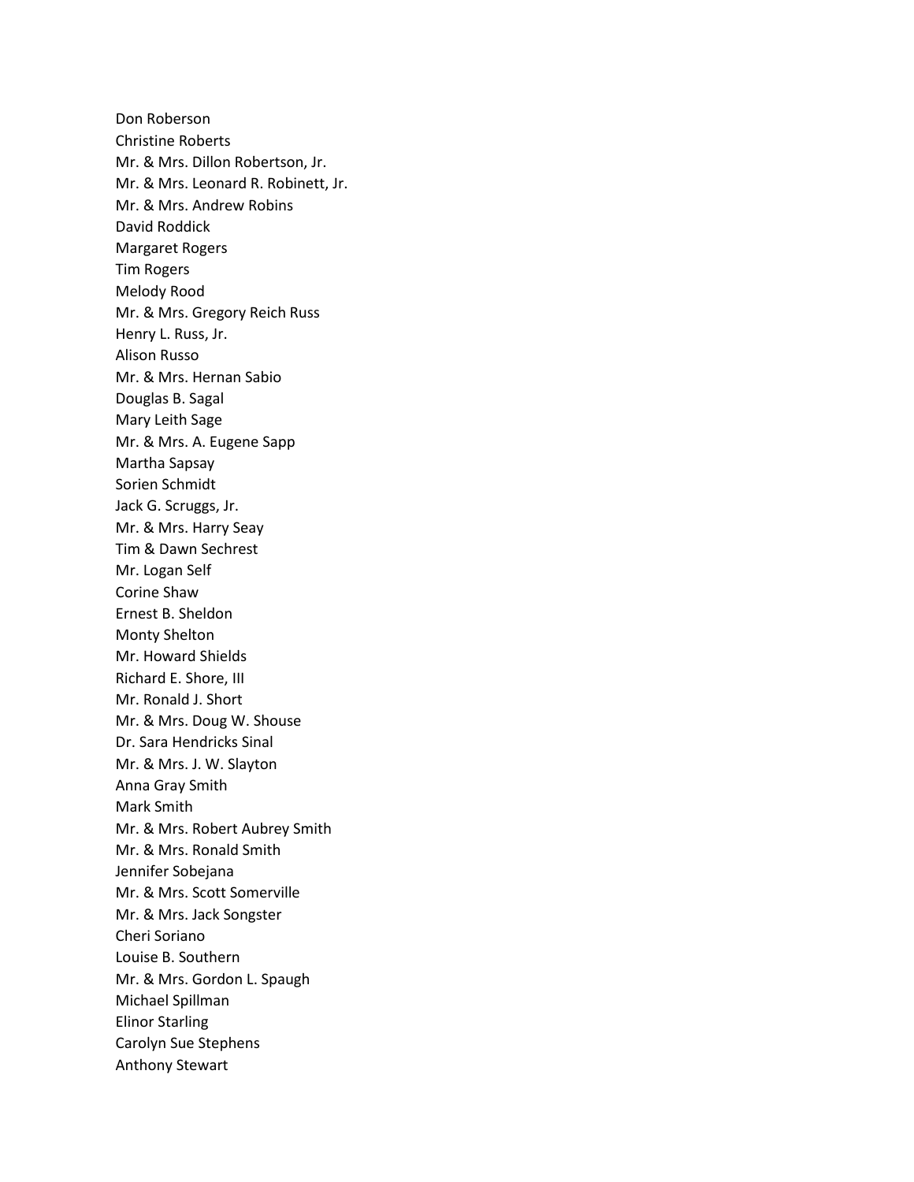Don Roberson
Christine Roberts
Mr. & Mrs. Dillon Robertson, Jr.
Mr. & Mrs. Leonard R. Robinett, Jr.
Mr. & Mrs. Andrew Robins
David Roddick
Margaret Rogers
Tim Rogers
Melody Rood
Mr. & Mrs. Gregory Reich Russ
Henry L. Russ, Jr.
Alison Russo
Mr. & Mrs. Hernan Sabio
Douglas B. Sagal
Mary Leith Sage
Mr. & Mrs. A. Eugene Sapp
Martha Sapsay
Sorien Schmidt
Jack G. Scruggs, Jr.
Mr. & Mrs. Harry Seay
Tim & Dawn Sechrest
Mr. Logan Self
Corine Shaw
Ernest B. Sheldon
Monty Shelton
Mr. Howard Shields
Richard E. Shore, III
Mr. Ronald J. Short
Mr. & Mrs. Doug W. Shouse
Dr. Sara Hendricks Sinal
Mr. & Mrs. J. W. Slayton
Anna Gray Smith
Mark Smith
Mr. & Mrs. Robert Aubrey Smith
Mr. & Mrs. Ronald Smith
Jennifer Sobejana
Mr. & Mrs. Scott Somerville
Mr. & Mrs. Jack Songster
Cheri Soriano
Louise B. Southern
Mr. & Mrs. Gordon L. Spaugh
Michael Spillman
Elinor Starling
Carolyn Sue Stephens
Anthony Stewart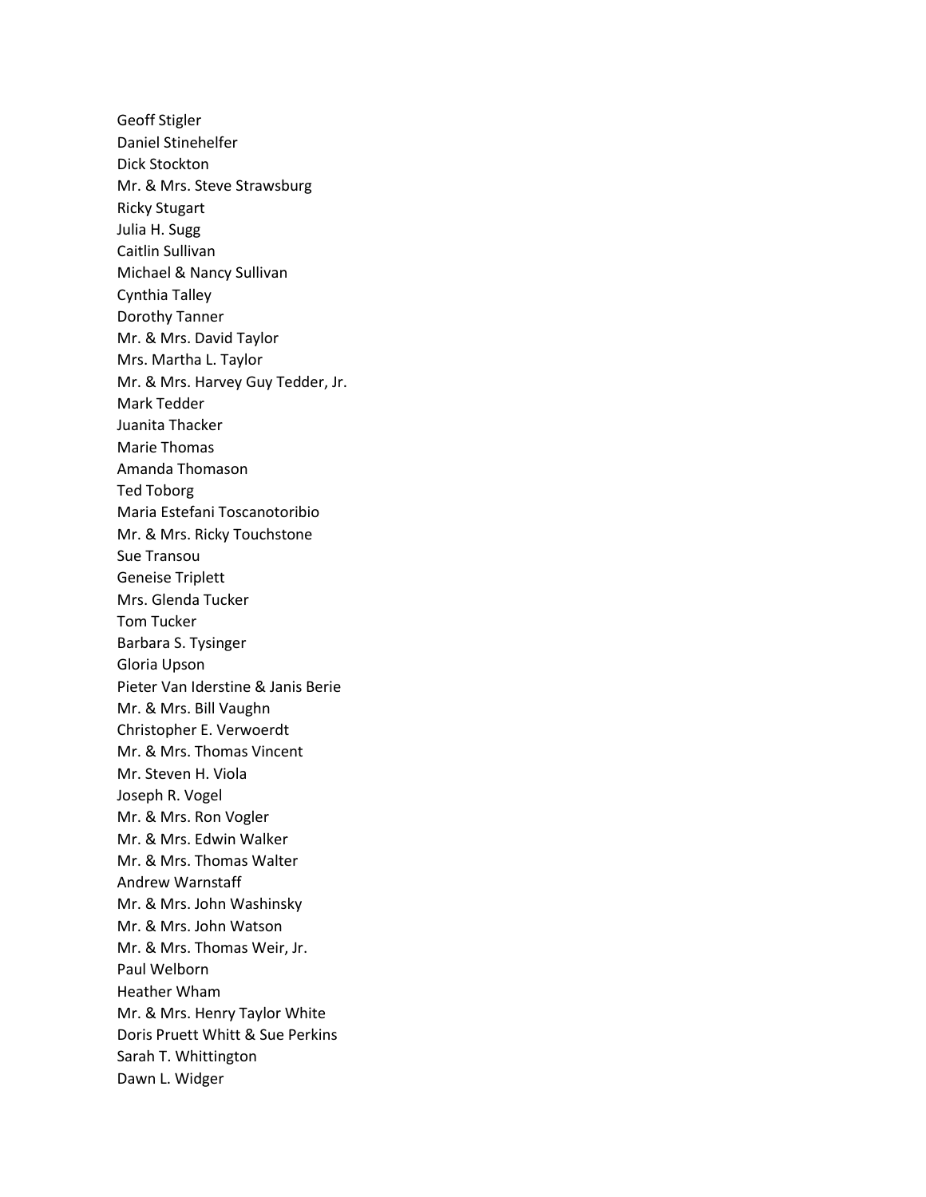Geoff Stigler
Daniel Stinehelfer
Dick Stockton
Mr. & Mrs. Steve Strawsburg
Ricky Stugart
Julia H. Sugg
Caitlin Sullivan
Michael & Nancy Sullivan
Cynthia Talley
Dorothy Tanner
Mr. & Mrs. David Taylor
Mrs. Martha L. Taylor
Mr. & Mrs. Harvey Guy Tedder, Jr.
Mark Tedder
Juanita Thacker
Marie Thomas
Amanda Thomason
Ted Toborg
Maria Estefani Toscanotoribio
Mr. & Mrs. Ricky Touchstone
Sue Transou
Geneise Triplett
Mrs. Glenda Tucker
Tom Tucker
Barbara S. Tysinger
Gloria Upson
Pieter Van Iderstine & Janis Berie
Mr. & Mrs. Bill Vaughn
Christopher E. Verwoerdt
Mr. & Mrs. Thomas Vincent
Mr. Steven H. Viola
Joseph R. Vogel
Mr. & Mrs. Ron Vogler
Mr. & Mrs. Edwin Walker
Mr. & Mrs. Thomas Walter
Andrew Warnstaff
Mr. & Mrs. John Washinsky
Mr. & Mrs. John Watson
Mr. & Mrs. Thomas Weir, Jr.
Paul Welborn
Heather Wham
Mr. & Mrs. Henry Taylor White
Doris Pruett Whitt & Sue Perkins
Sarah T. Whittington
Dawn L. Widger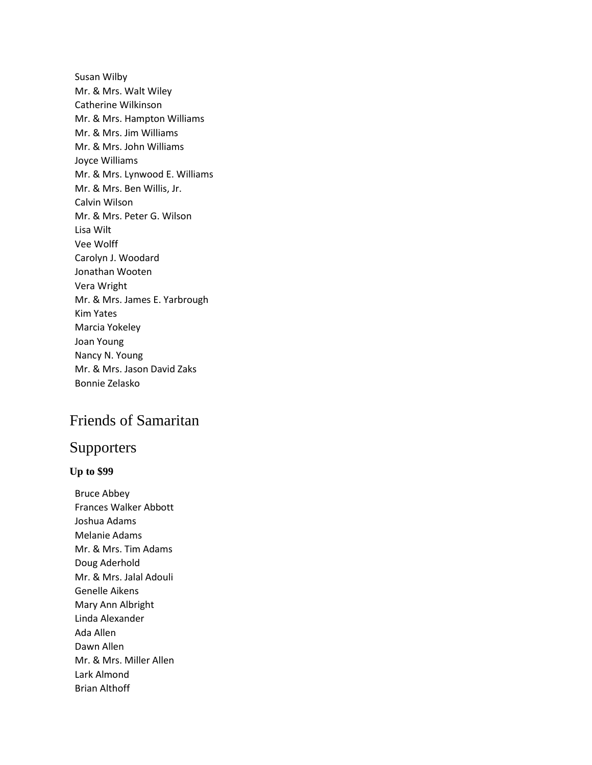Susan Wilby
Mr. & Mrs. Walt Wiley
Catherine Wilkinson
Mr. & Mrs. Hampton Williams
Mr. & Mrs. Jim Williams
Mr. & Mrs. John Williams
Joyce Williams
Mr. & Mrs. Lynwood E. Williams
Mr. & Mrs. Ben Willis, Jr.
Calvin Wilson
Mr. & Mrs. Peter G. Wilson
Lisa Wilt
Vee Wolff
Carolyn J. Woodard
Jonathan Wooten
Vera Wright
Mr. & Mrs. James E. Yarbrough
Kim Yates
Marcia Yokeley
Joan Young
Nancy N. Young
Mr. & Mrs. Jason David Zaks
Bonnie Zelasko

# Friends of Samaritan

## Supporters

**Up to $99**

Bruce Abbey
Frances Walker Abbott
Joshua Adams
Melanie Adams
Mr. & Mrs. Tim Adams
Doug Aderhold
Mr. & Mrs. Jalal Adouli
Genelle Aikens
Mary Ann Albright
Linda Alexander
Ada Allen
Dawn Allen
Mr. & Mrs. Miller Allen
Lark Almond
Brian Althoff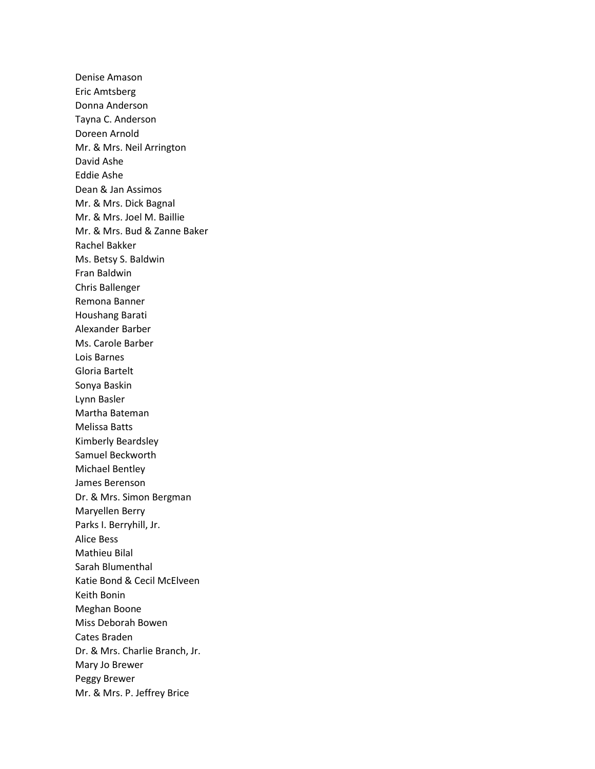Denise Amason
Eric Amtsberg
Donna Anderson
Tayna C. Anderson
Doreen Arnold
Mr. & Mrs. Neil Arrington
David Ashe
Eddie Ashe
Dean & Jan Assimos
Mr. & Mrs. Dick Bagnal
Mr. & Mrs. Joel M. Baillie
Mr. & Mrs. Bud & Zanne Baker
Rachel Bakker
Ms. Betsy S. Baldwin
Fran Baldwin
Chris Ballenger
Remona Banner
Houshang Barati
Alexander Barber
Ms. Carole Barber
Lois Barnes
Gloria Bartelt
Sonya Baskin
Lynn Basler
Martha Bateman
Melissa Batts
Kimberly Beardsley
Samuel Beckworth
Michael Bentley
James Berenson
Dr. & Mrs. Simon Bergman
Maryellen Berry
Parks I. Berryhill, Jr.
Alice Bess
Mathieu Bilal
Sarah Blumenthal
Katie Bond & Cecil McElveen
Keith Bonin
Meghan Boone
Miss Deborah Bowen
Cates Braden
Dr. & Mrs. Charlie Branch, Jr.
Mary Jo Brewer
Peggy Brewer
Mr. & Mrs. P. Jeffrey Brice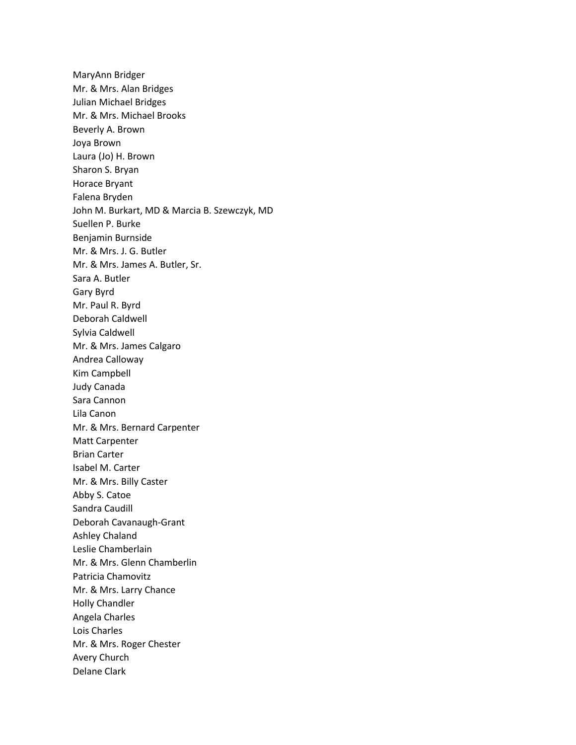MaryAnn Bridger
Mr. & Mrs. Alan Bridges
Julian Michael Bridges
Mr. & Mrs. Michael Brooks
Beverly A. Brown
Joya Brown
Laura (Jo) H. Brown
Sharon S. Bryan
Horace Bryant
Falena Bryden
John M. Burkart, MD & Marcia B. Szewczyk, MD
Suellen P. Burke
Benjamin Burnside
Mr. & Mrs. J. G. Butler
Mr. & Mrs. James A. Butler, Sr.
Sara A. Butler
Gary Byrd
Mr. Paul R. Byrd
Deborah Caldwell
Sylvia Caldwell
Mr. & Mrs. James Calgaro
Andrea Calloway
Kim Campbell
Judy Canada
Sara Cannon
Lila Canon
Mr. & Mrs. Bernard Carpenter
Matt Carpenter
Brian Carter
Isabel M. Carter
Mr. & Mrs. Billy Caster
Abby S. Catoe
Sandra Caudill
Deborah Cavanaugh-Grant
Ashley Chaland
Leslie Chamberlain
Mr. & Mrs. Glenn Chamberlin
Patricia Chamovitz
Mr. & Mrs. Larry Chance
Holly Chandler
Angela Charles
Lois Charles
Mr. & Mrs. Roger Chester
Avery Church
Delane Clark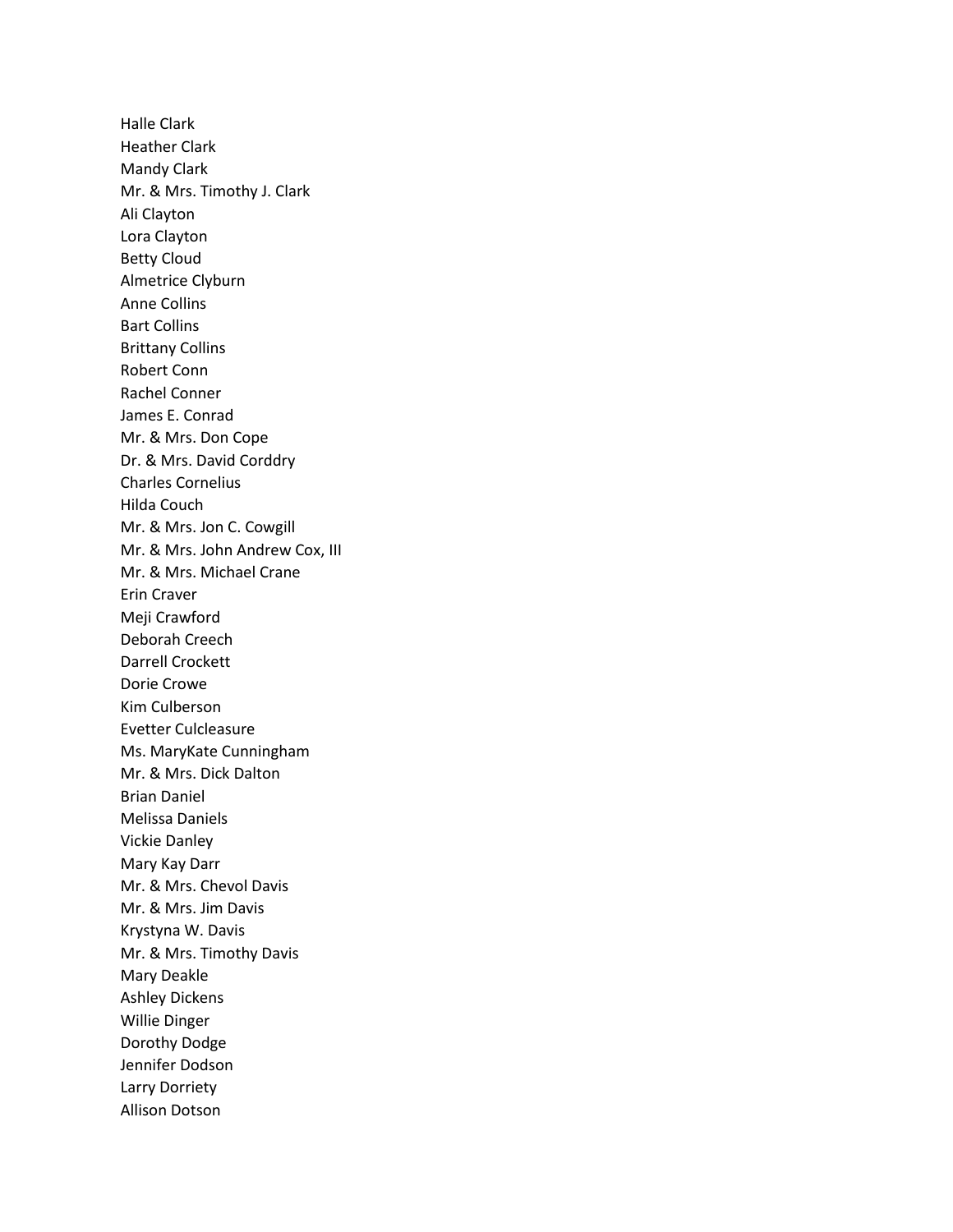Halle Clark
Heather Clark
Mandy Clark
Mr. & Mrs. Timothy J. Clark
Ali Clayton
Lora Clayton
Betty Cloud
Almetrice Clyburn
Anne Collins
Bart Collins
Brittany Collins
Robert Conn
Rachel Conner
James E. Conrad
Mr. & Mrs. Don Cope
Dr. & Mrs. David Corddry
Charles Cornelius
Hilda Couch
Mr. & Mrs. Jon C. Cowgill
Mr. & Mrs. John Andrew Cox, III
Mr. & Mrs. Michael Crane
Erin Craver
Meji Crawford
Deborah Creech
Darrell Crockett
Dorie Crowe
Kim Culberson
Evetter Culcleasure
Ms. MaryKate Cunningham
Mr. & Mrs. Dick Dalton
Brian Daniel
Melissa Daniels
Vickie Danley
Mary Kay Darr
Mr. & Mrs. Chevol Davis
Mr. & Mrs. Jim Davis
Krystyna W. Davis
Mr. & Mrs. Timothy Davis
Mary Deakle
Ashley Dickens
Willie Dinger
Dorothy Dodge
Jennifer Dodson
Larry Dorriety
Allison Dotson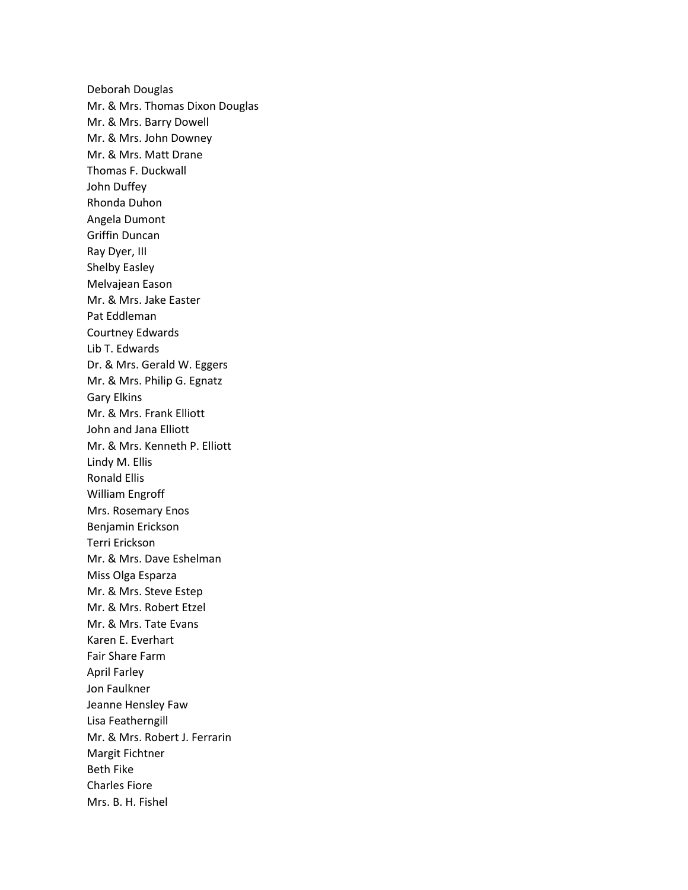Deborah Douglas
Mr. & Mrs. Thomas Dixon Douglas
Mr. & Mrs. Barry Dowell
Mr. & Mrs. John Downey
Mr. & Mrs. Matt Drane
Thomas F. Duckwall
John Duffey
Rhonda Duhon
Angela Dumont
Griffin Duncan
Ray Dyer, III
Shelby Easley
Melvajean Eason
Mr. & Mrs. Jake Easter
Pat Eddleman
Courtney Edwards
Lib T. Edwards
Dr. & Mrs. Gerald W. Eggers
Mr. & Mrs. Philip G. Egnatz
Gary Elkins
Mr. & Mrs. Frank Elliott
John and Jana Elliott
Mr. & Mrs. Kenneth P. Elliott
Lindy M. Ellis
Ronald Ellis
William Engroff
Mrs. Rosemary Enos
Benjamin Erickson
Terri Erickson
Mr. & Mrs. Dave Eshelman
Miss Olga Esparza
Mr. & Mrs. Steve Estep
Mr. & Mrs. Robert Etzel
Mr. & Mrs. Tate Evans
Karen E. Everhart
Fair Share Farm
April Farley
Jon Faulkner
Jeanne Hensley Faw
Lisa Featherngill
Mr. & Mrs. Robert J. Ferrarin
Margit Fichtner
Beth Fike
Charles Fiore
Mrs. B. H. Fishel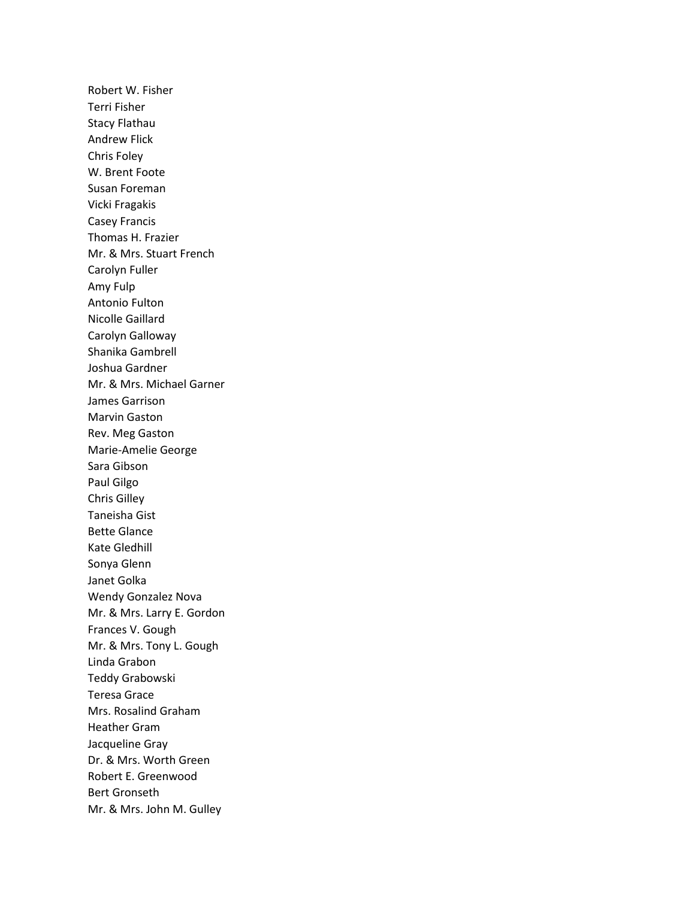Robert W. Fisher
Terri Fisher
Stacy Flathau
Andrew Flick
Chris Foley
W. Brent Foote
Susan Foreman
Vicki Fragakis
Casey Francis
Thomas H. Frazier
Mr. & Mrs. Stuart French
Carolyn Fuller
Amy Fulp
Antonio Fulton
Nicolle Gaillard
Carolyn Galloway
Shanika Gambrell
Joshua Gardner
Mr. & Mrs. Michael Garner
James Garrison
Marvin Gaston
Rev. Meg Gaston
Marie-Amelie George
Sara Gibson
Paul Gilgo
Chris Gilley
Taneisha Gist
Bette Glance
Kate Gledhill
Sonya Glenn
Janet Golka
Wendy Gonzalez Nova
Mr. & Mrs. Larry E. Gordon
Frances V. Gough
Mr. & Mrs. Tony L. Gough
Linda Grabon
Teddy Grabowski
Teresa Grace
Mrs. Rosalind Graham
Heather Gram
Jacqueline Gray
Dr. & Mrs. Worth Green
Robert E. Greenwood
Bert Gronseth
Mr. & Mrs. John M. Gulley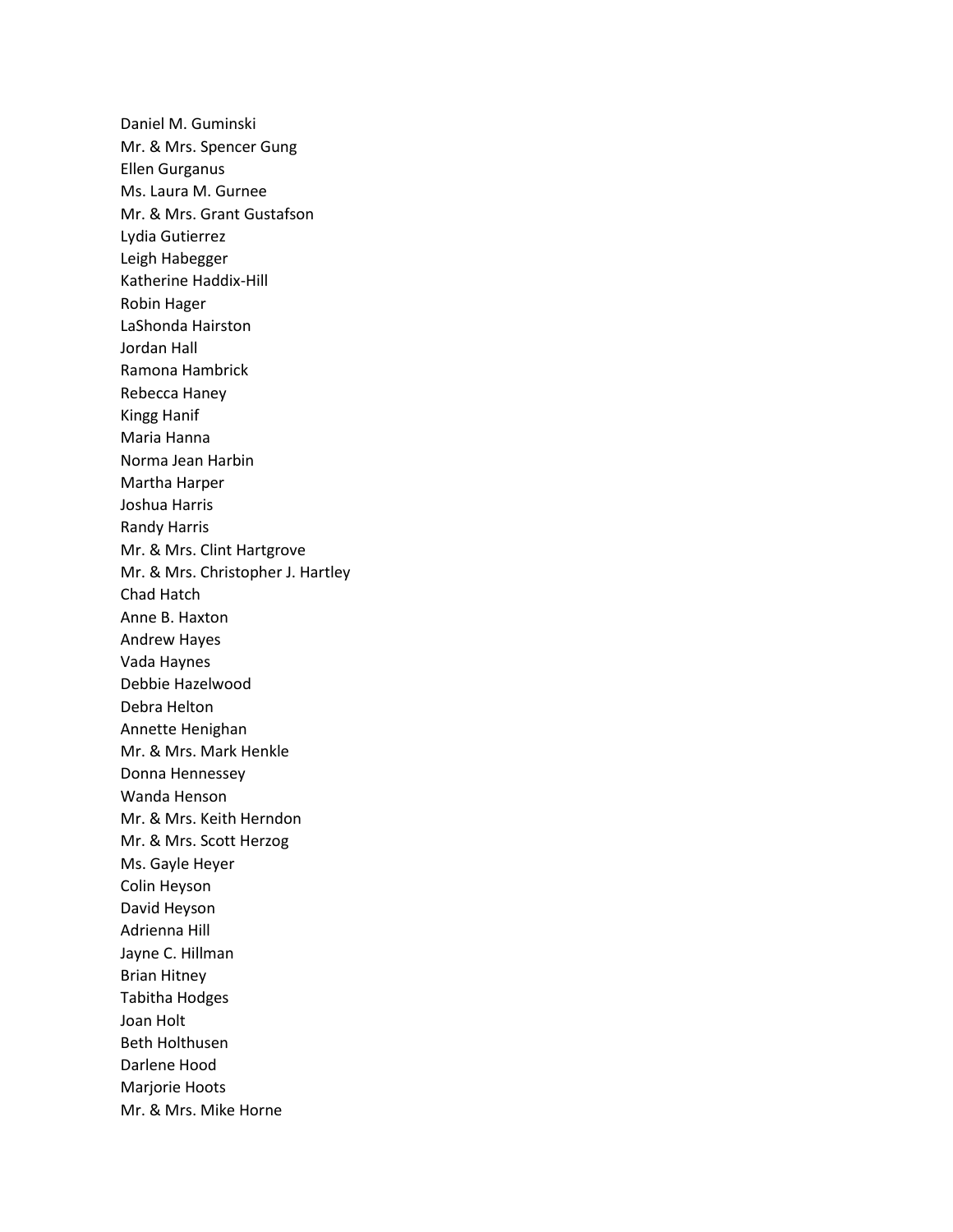Daniel M. Guminski
Mr. & Mrs. Spencer Gung
Ellen Gurganus
Ms. Laura M. Gurnee
Mr. & Mrs. Grant Gustafson
Lydia Gutierrez
Leigh Habegger
Katherine Haddix-Hill
Robin Hager
LaShonda Hairston
Jordan Hall
Ramona Hambrick
Rebecca Haney
Kingg Hanif
Maria Hanna
Norma Jean Harbin
Martha Harper
Joshua Harris
Randy Harris
Mr. & Mrs. Clint Hartgrove
Mr. & Mrs. Christopher J. Hartley
Chad Hatch
Anne B. Haxton
Andrew Hayes
Vada Haynes
Debbie Hazelwood
Debra Helton
Annette Henighan
Mr. & Mrs. Mark Henkle
Donna Hennessey
Wanda Henson
Mr. & Mrs. Keith Herndon
Mr. & Mrs. Scott Herzog
Ms. Gayle Heyer
Colin Heyson
David Heyson
Adrienna Hill
Jayne C. Hillman
Brian Hitney
Tabitha Hodges
Joan Holt
Beth Holthusen
Darlene Hood
Marjorie Hoots
Mr. & Mrs. Mike Horne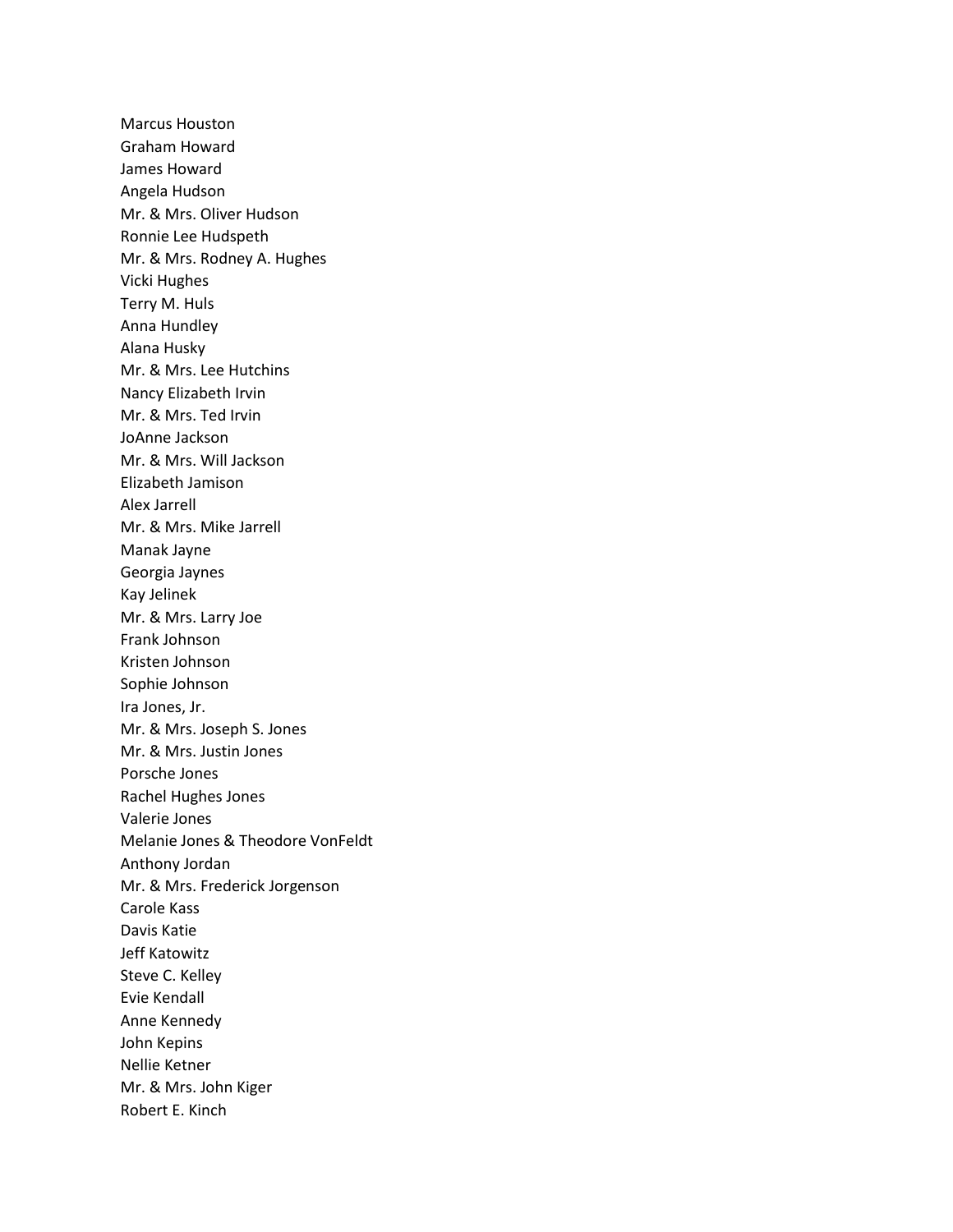Marcus Houston
Graham Howard
James Howard
Angela Hudson
Mr. & Mrs. Oliver Hudson
Ronnie Lee Hudspeth
Mr. & Mrs. Rodney A. Hughes
Vicki Hughes
Terry M. Huls
Anna Hundley
Alana Husky
Mr. & Mrs. Lee Hutchins
Nancy Elizabeth Irvin
Mr. & Mrs. Ted Irvin
JoAnne Jackson
Mr. & Mrs. Will Jackson
Elizabeth Jamison
Alex Jarrell
Mr. & Mrs. Mike Jarrell
Manak Jayne
Georgia Jaynes
Kay Jelinek
Mr. & Mrs. Larry Joe
Frank Johnson
Kristen Johnson
Sophie Johnson
Ira Jones, Jr.
Mr. & Mrs. Joseph S. Jones
Mr. & Mrs. Justin Jones
Porsche Jones
Rachel Hughes Jones
Valerie Jones
Melanie Jones & Theodore VonFeldt
Anthony Jordan
Mr. & Mrs. Frederick Jorgenson
Carole Kass
Davis Katie
Jeff Katowitz
Steve C. Kelley
Evie Kendall
Anne Kennedy
John Kepins
Nellie Ketner
Mr. & Mrs. John Kiger
Robert E. Kinch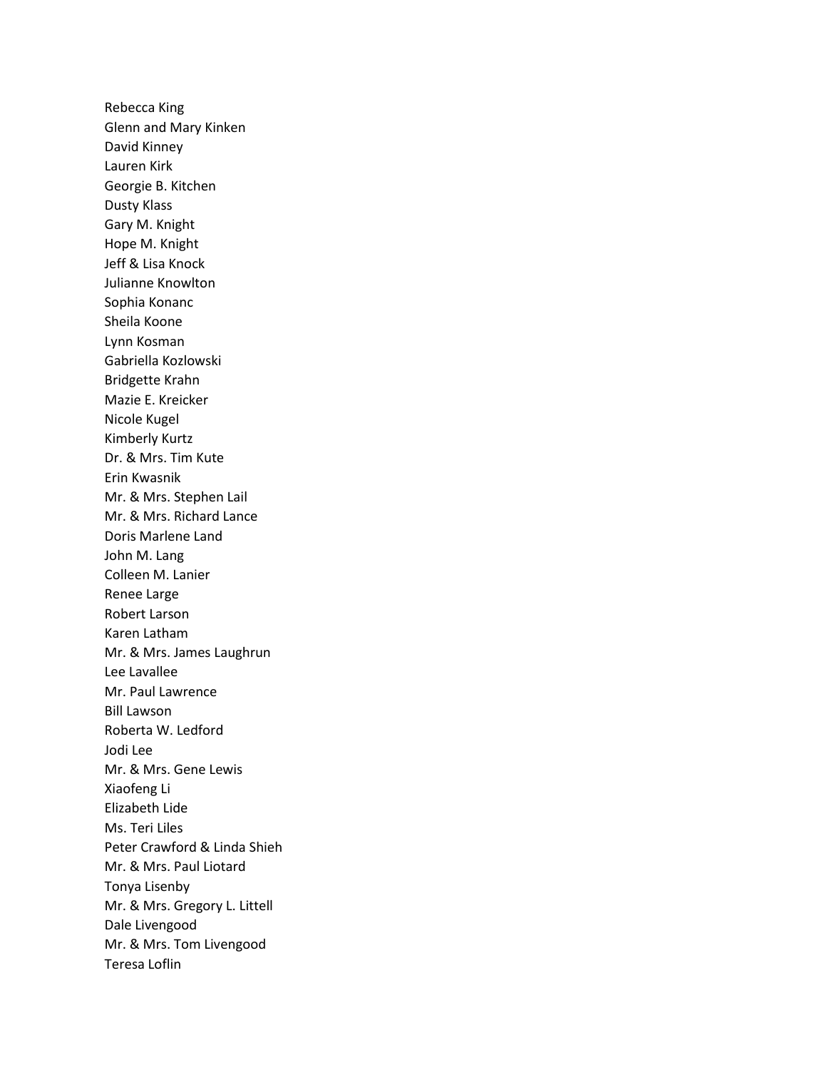Rebecca King
Glenn and Mary Kinken
David Kinney
Lauren Kirk
Georgie B. Kitchen
Dusty Klass
Gary M. Knight
Hope M. Knight
Jeff & Lisa Knock
Julianne Knowlton
Sophia Konanc
Sheila Koone
Lynn Kosman
Gabriella Kozlowski
Bridgette Krahn
Mazie E. Kreicker
Nicole Kugel
Kimberly Kurtz
Dr. & Mrs. Tim Kute
Erin Kwasnik
Mr. & Mrs. Stephen Lail
Mr. & Mrs. Richard Lance
Doris Marlene Land
John M. Lang
Colleen M. Lanier
Renee Large
Robert Larson
Karen Latham
Mr. & Mrs. James Laughrun
Lee Lavallee
Mr. Paul Lawrence
Bill Lawson
Roberta W. Ledford
Jodi Lee
Mr. & Mrs. Gene Lewis
Xiaofeng Li
Elizabeth Lide
Ms. Teri Liles
Peter Crawford & Linda Shieh
Mr. & Mrs. Paul Liotard
Tonya Lisenby
Mr. & Mrs. Gregory L. Littell
Dale Livengood
Mr. & Mrs. Tom Livengood
Teresa Loflin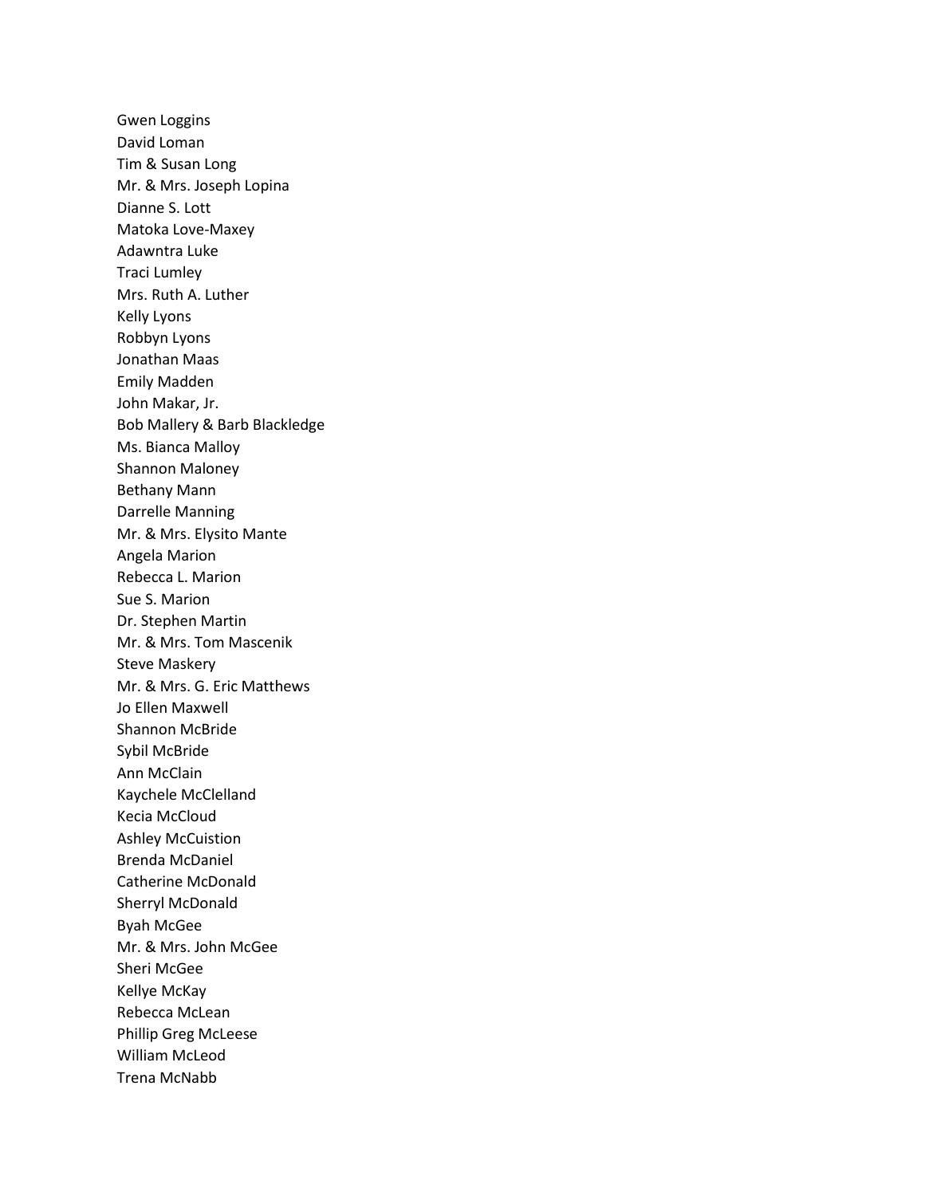Gwen Loggins
David Loman
Tim & Susan Long
Mr. & Mrs. Joseph Lopina
Dianne S. Lott
Matoka Love-Maxey
Adawntra Luke
Traci Lumley
Mrs. Ruth A. Luther
Kelly Lyons
Robbyn Lyons
Jonathan Maas
Emily Madden
John Makar, Jr.
Bob Mallery & Barb Blackledge
Ms. Bianca Malloy
Shannon Maloney
Bethany Mann
Darrelle Manning
Mr. & Mrs. Elysito Mante
Angela Marion
Rebecca L. Marion
Sue S. Marion
Dr. Stephen Martin
Mr. & Mrs. Tom Mascenik
Steve Maskery
Mr. & Mrs. G. Eric Matthews
Jo Ellen Maxwell
Shannon McBride
Sybil McBride
Ann McClain
Kaychele McClelland
Kecia McCloud
Ashley McCuistion
Brenda McDaniel
Catherine McDonald
Sherryl McDonald
Byah McGee
Mr. & Mrs. John McGee
Sheri McGee
Kellye McKay
Rebecca McLean
Phillip Greg McLeese
William McLeod
Trena McNabb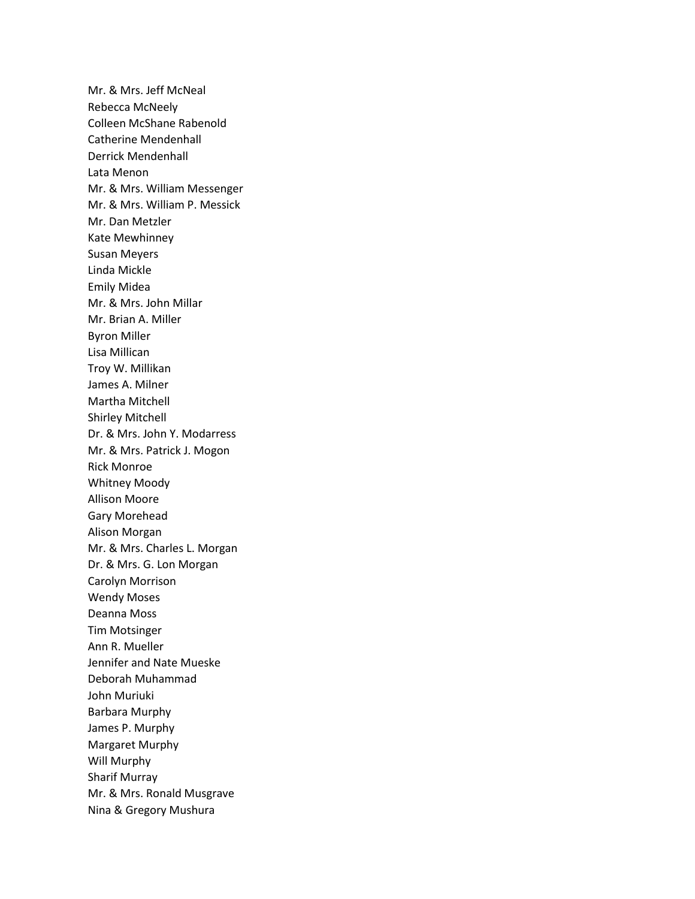Mr. & Mrs. Jeff McNeal
Rebecca McNeely
Colleen McShane Rabenold
Catherine Mendenhall
Derrick Mendenhall
Lata Menon
Mr. & Mrs. William Messenger
Mr. & Mrs. William P. Messick
Mr. Dan Metzler
Kate Mewhinney
Susan Meyers
Linda Mickle
Emily Midea
Mr. & Mrs. John Millar
Mr. Brian A. Miller
Byron Miller
Lisa Millican
Troy W. Millikan
James A. Milner
Martha Mitchell
Shirley Mitchell
Dr. & Mrs. John Y. Modarress
Mr. & Mrs. Patrick J. Mogon
Rick Monroe
Whitney Moody
Allison Moore
Gary Morehead
Alison Morgan
Mr. & Mrs. Charles L. Morgan
Dr. & Mrs. G. Lon Morgan
Carolyn Morrison
Wendy Moses
Deanna Moss
Tim Motsinger
Ann R. Mueller
Jennifer and Nate Mueske
Deborah Muhammad
John Muriuki
Barbara Murphy
James P. Murphy
Margaret Murphy
Will Murphy
Sharif Murray
Mr. & Mrs. Ronald Musgrave
Nina & Gregory Mushura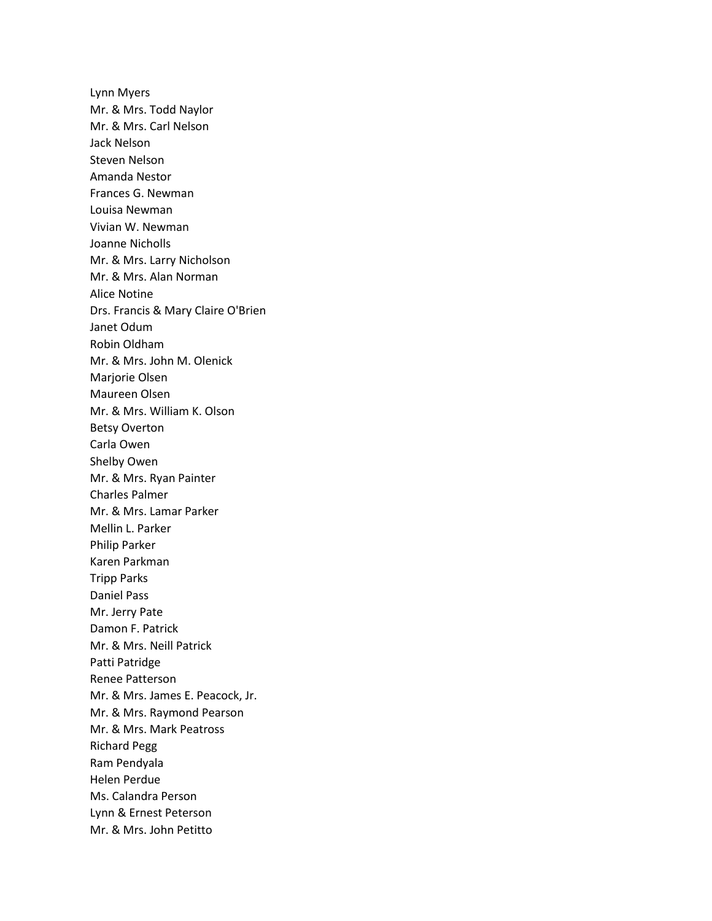Lynn Myers
Mr. & Mrs. Todd Naylor
Mr. & Mrs. Carl Nelson
Jack Nelson
Steven Nelson
Amanda Nestor
Frances G. Newman
Louisa Newman
Vivian W. Newman
Joanne Nicholls
Mr. & Mrs. Larry Nicholson
Mr. & Mrs. Alan Norman
Alice Notine
Drs. Francis & Mary Claire O'Brien
Janet Odum
Robin Oldham
Mr. & Mrs. John M. Olenick
Marjorie Olsen
Maureen Olsen
Mr. & Mrs. William K. Olson
Betsy Overton
Carla Owen
Shelby Owen
Mr. & Mrs. Ryan Painter
Charles Palmer
Mr. & Mrs. Lamar Parker
Mellin L. Parker
Philip Parker
Karen Parkman
Tripp Parks
Daniel Pass
Mr. Jerry Pate
Damon F. Patrick
Mr. & Mrs. Neill Patrick
Patti Patridge
Renee Patterson
Mr. & Mrs. James E. Peacock, Jr.
Mr. & Mrs. Raymond Pearson
Mr. & Mrs. Mark Peatross
Richard Pegg
Ram Pendyala
Helen Perdue
Ms. Calandra Person
Lynn & Ernest Peterson
Mr. & Mrs. John Petitto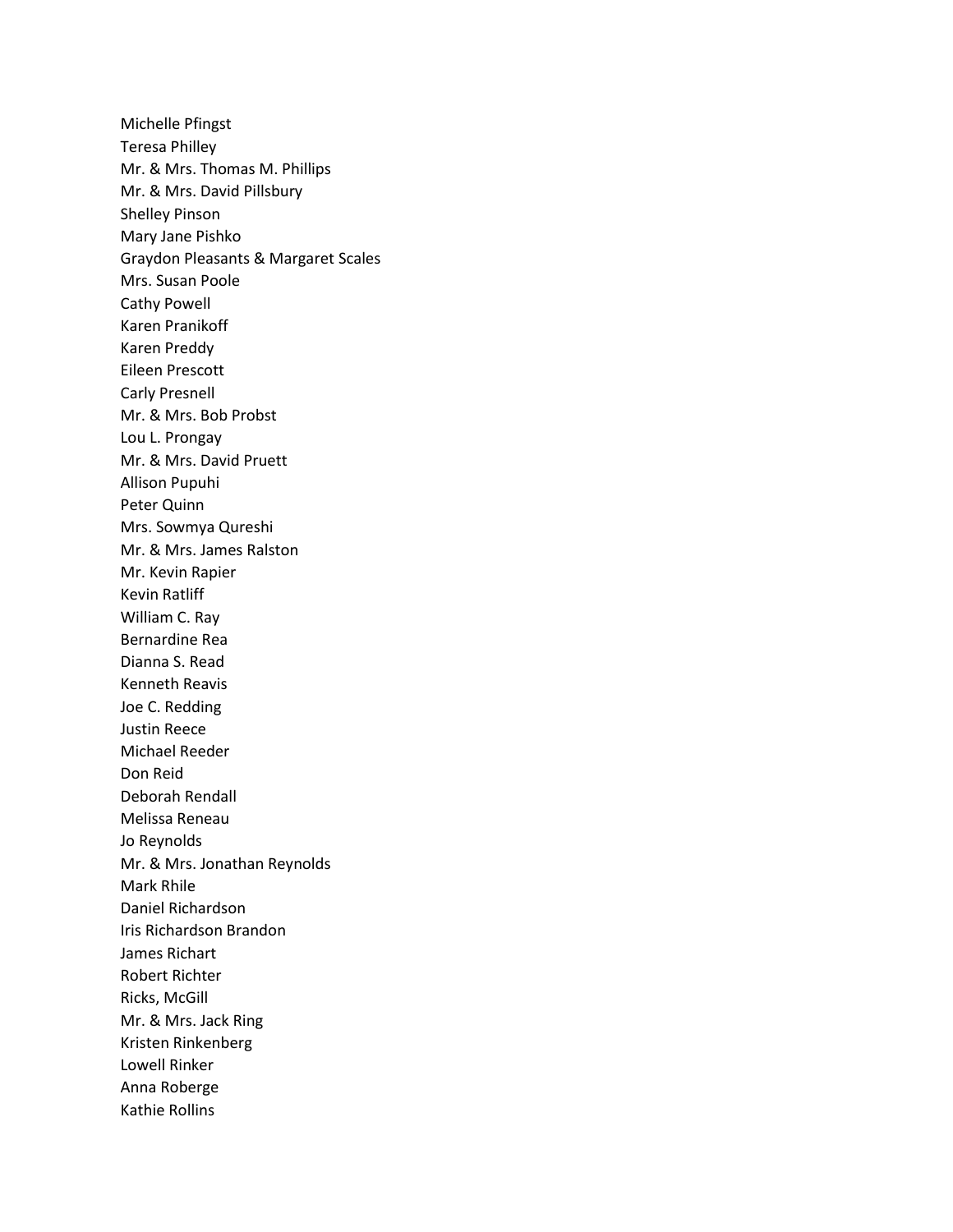Michelle Pfingst
Teresa Philley
Mr. & Mrs. Thomas M. Phillips
Mr. & Mrs. David Pillsbury
Shelley Pinson
Mary Jane Pishko
Graydon Pleasants & Margaret Scales
Mrs. Susan Poole
Cathy Powell
Karen Pranikoff
Karen Preddy
Eileen Prescott
Carly Presnell
Mr. & Mrs. Bob Probst
Lou L. Prongay
Mr. & Mrs. David Pruett
Allison Pupuhi
Peter Quinn
Mrs. Sowmya Qureshi
Mr. & Mrs. James Ralston
Mr. Kevin Rapier
Kevin Ratliff
William C. Ray
Bernardine Rea
Dianna S. Read
Kenneth Reavis
Joe C. Redding
Justin Reece
Michael Reeder
Don Reid
Deborah Rendall
Melissa Reneau
Jo Reynolds
Mr. & Mrs. Jonathan Reynolds
Mark Rhile
Daniel Richardson
Iris Richardson Brandon
James Richart
Robert Richter
Ricks, McGill
Mr. & Mrs. Jack Ring
Kristen Rinkenberg
Lowell Rinker
Anna Roberge
Kathie Rollins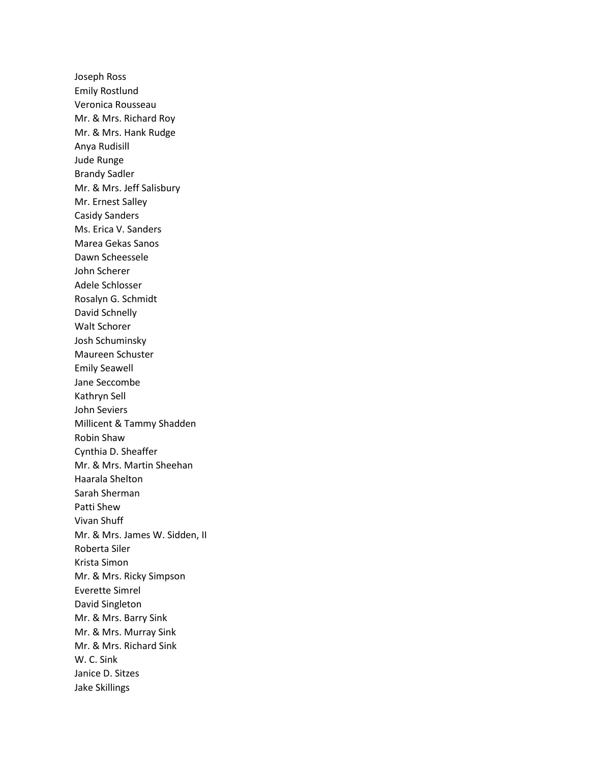Joseph Ross
Emily Rostlund
Veronica Rousseau
Mr. & Mrs. Richard Roy
Mr. & Mrs. Hank Rudge
Anya Rudisill
Jude Runge
Brandy Sadler
Mr. & Mrs. Jeff Salisbury
Mr. Ernest Salley
Casidy Sanders
Ms. Erica V. Sanders
Marea Gekas Sanos
Dawn Scheessele
John Scherer
Adele Schlosser
Rosalyn G. Schmidt
David Schnelly
Walt Schorer
Josh Schuminsky
Maureen Schuster
Emily Seawell
Jane Seccombe
Kathryn Sell
John Seviers
Millicent & Tammy Shadden
Robin Shaw
Cynthia D. Sheaffer
Mr. & Mrs. Martin Sheehan
Haarala Shelton
Sarah Sherman
Patti Shew
Vivan Shuff
Mr. & Mrs. James W. Sidden, II
Roberta Siler
Krista Simon
Mr. & Mrs. Ricky Simpson
Everette Simrel
David Singleton
Mr. & Mrs. Barry Sink
Mr. & Mrs. Murray Sink
Mr. & Mrs. Richard Sink
W. C. Sink
Janice D. Sitzes
Jake Skillings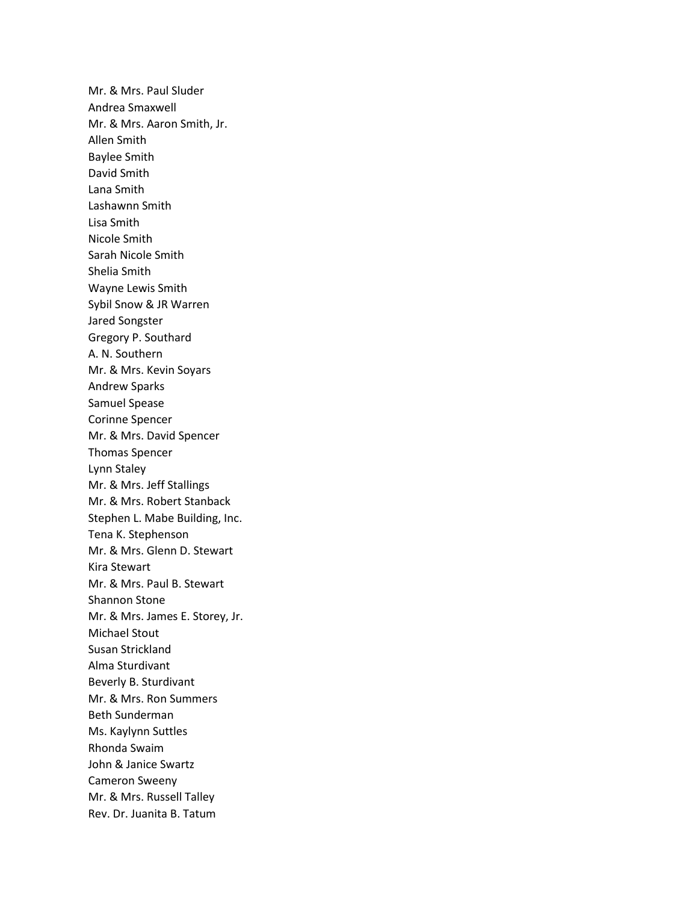Mr. & Mrs. Paul Sluder  
Andrea Smaxwell  
Mr. & Mrs. Aaron Smith, Jr.  
Allen Smith  
Baylee Smith  
David Smith  
Lana Smith  
Lashawnn Smith  
Lisa Smith  
Nicole Smith  
Sarah Nicole Smith  
Shelia Smith  
Wayne Lewis Smith  
Sybil Snow & JR Warren  
Jared Songster  
Gregory P. Southard  
A. N. Southern  
Mr. & Mrs. Kevin Soyars  
Andrew Sparks  
Samuel Spease  
Corinne Spencer  
Mr. & Mrs. David Spencer  
Thomas Spencer  
Lynn Staley  
Mr. & Mrs. Jeff Stallings  
Mr. & Mrs. Robert Stanback  
Stephen L. Mabe Building, Inc.  
Tena K. Stephenson  
Mr. & Mrs. Glenn D. Stewart  
Kira Stewart  
Mr. & Mrs. Paul B. Stewart  
Shannon Stone  
Mr. & Mrs. James E. Storey, Jr.  
Michael Stout  
Susan Strickland  
Alma Sturdivant  
Beverly B. Sturdivant  
Mr. & Mrs. Ron Summers  
Beth Sunderman  
Ms. Kaylynn Suttles  
Rhonda Swaim  
John & Janice Swartz  
Cameron Sweeny  
Mr. & Mrs. Russell Talley  
Rev. Dr. Juanita B. Tatum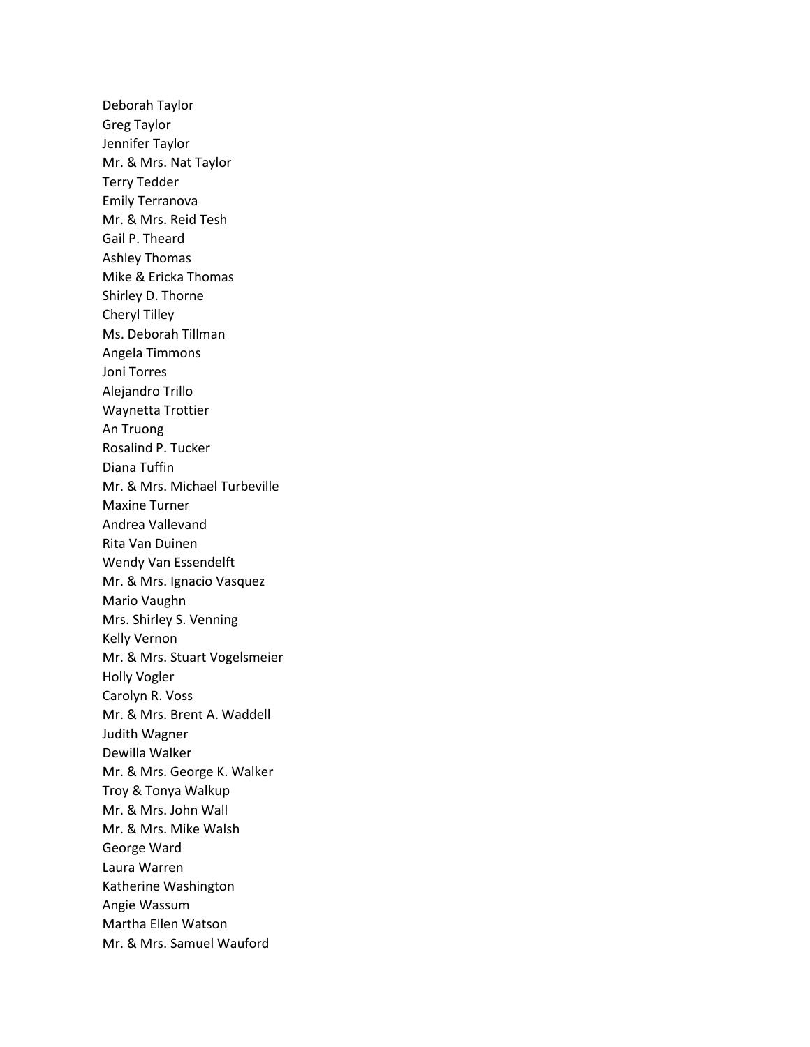Deborah Taylor
Greg Taylor
Jennifer Taylor
Mr. & Mrs. Nat Taylor
Terry Tedder
Emily Terranova
Mr. & Mrs. Reid Tesh
Gail P. Theard
Ashley Thomas
Mike & Ericka Thomas
Shirley D. Thorne
Cheryl Tilley
Ms. Deborah Tillman
Angela Timmons
Joni Torres
Alejandro Trillo
Waynetta Trottier
An Truong
Rosalind P. Tucker
Diana Tuffin
Mr. & Mrs. Michael Turbeville
Maxine Turner
Andrea Vallevand
Rita Van Duinen
Wendy Van Essendelft
Mr. & Mrs. Ignacio Vasquez
Mario Vaughn
Mrs. Shirley S. Venning
Kelly Vernon
Mr. & Mrs. Stuart Vogelsmeier
Holly Vogler
Carolyn R. Voss
Mr. & Mrs. Brent A. Waddell
Judith Wagner
Dewilla Walker
Mr. & Mrs. George K. Walker
Troy & Tonya Walkup
Mr. & Mrs. John Wall
Mr. & Mrs. Mike Walsh
George Ward
Laura Warren
Katherine Washington
Angie Wassum
Martha Ellen Watson
Mr. & Mrs. Samuel Wauford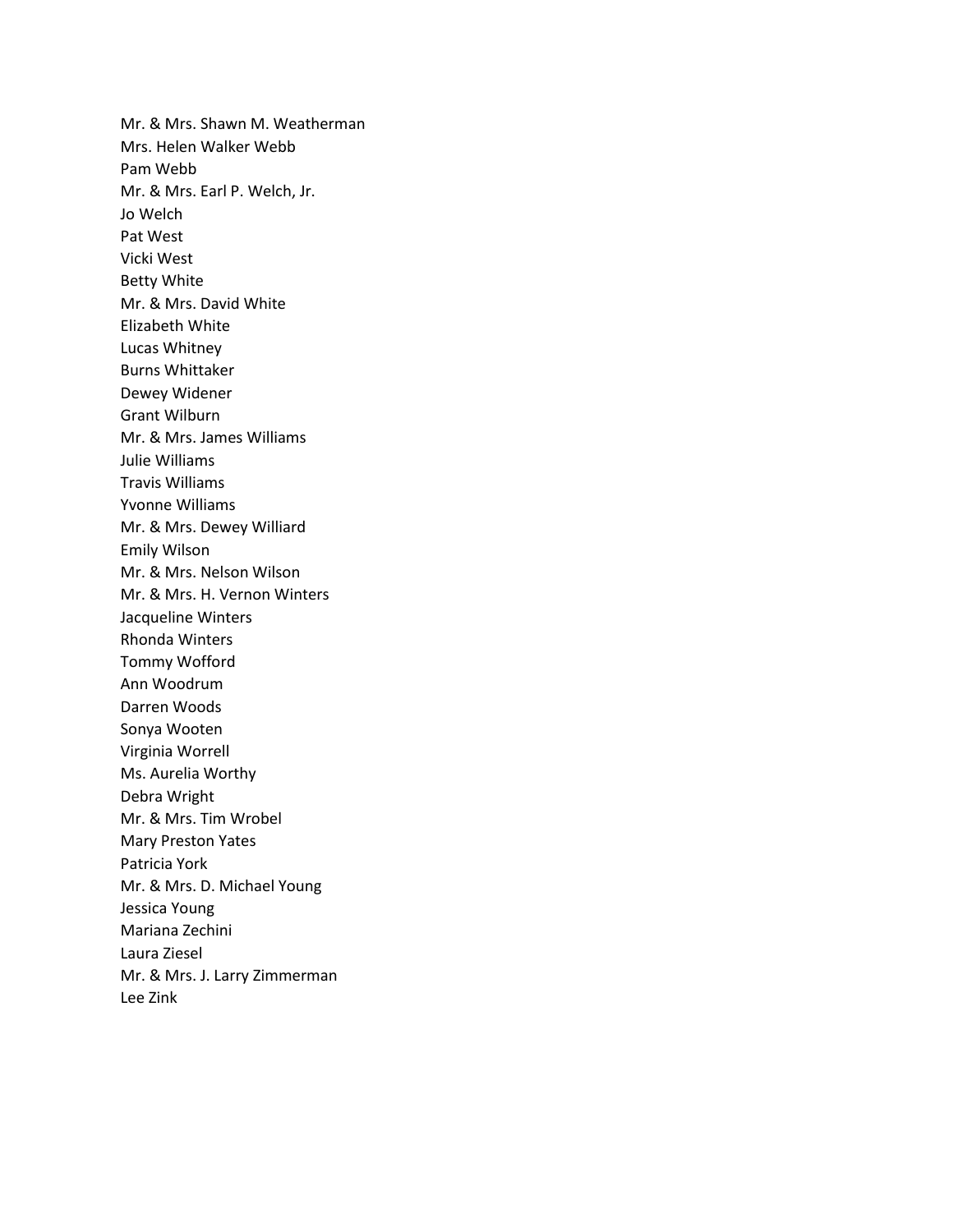Mr. & Mrs. Shawn M. Weatherman
Mrs. Helen Walker Webb
Pam Webb
Mr. & Mrs. Earl P. Welch, Jr.
Jo Welch
Pat West
Vicki West
Betty White
Mr. & Mrs. David White
Elizabeth White
Lucas Whitney
Burns Whittaker
Dewey Widener
Grant Wilburn
Mr. & Mrs. James Williams
Julie Williams
Travis Williams
Yvonne Williams
Mr. & Mrs. Dewey Williard
Emily Wilson
Mr. & Mrs. Nelson Wilson
Mr. & Mrs. H. Vernon Winters
Jacqueline Winters
Rhonda Winters
Tommy Wofford
Ann Woodrum
Darren Woods
Sonya Wooten
Virginia Worrell
Ms. Aurelia Worthy
Debra Wright
Mr. & Mrs. Tim Wrobel
Mary Preston Yates
Patricia York
Mr. & Mrs. D. Michael Young
Jessica Young
Mariana Zechini
Laura Ziesel
Mr. & Mrs. J. Larry Zimmerman
Lee Zink